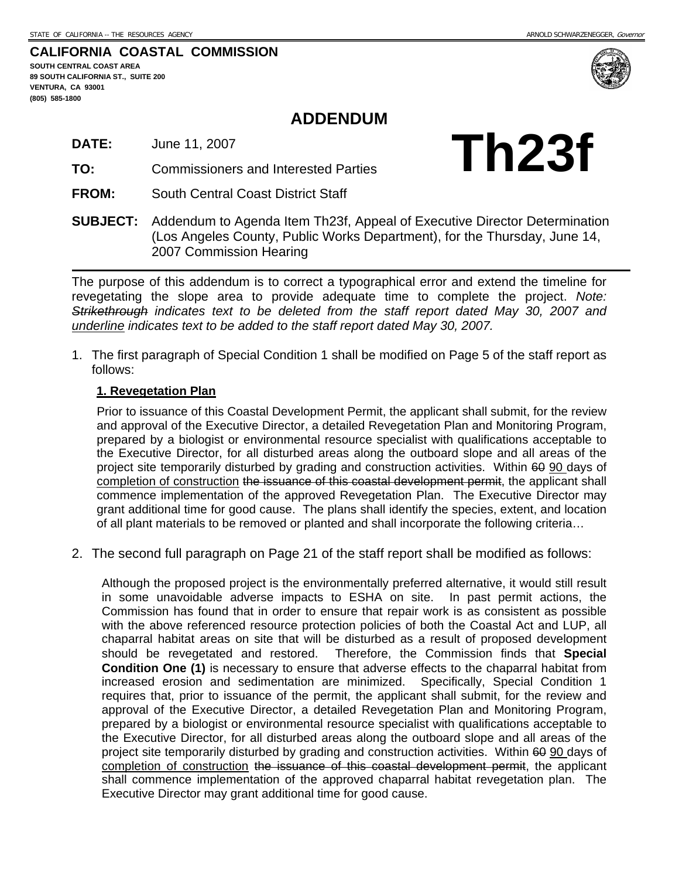STATE OF CALIFORNIA -- THE RESOURCES AGENCY — ARNOLD SCHWARZENEGGER, *Governor*

**CALIFORNIA COASTAL COMMISSION**
**SOUTH CENTRAL COAST AREA**
**89 SOUTH CALIFORNIA ST., SUITE 200**
**VENTURA, CA 93001**
**(805) 585-1800**

# ADDENDUM

# Th23f

**DATE:** June 11, 2007

**TO:** Commissioners and Interested Parties

**FROM:** South Central Coast District Staff

**SUBJECT:** Addendum to Agenda Item Th23f, Appeal of Executive Director Determination (Los Angeles County, Public Works Department), for the Thursday, June 14, 2007 Commission Hearing

The purpose of this addendum is to correct a typographical error and extend the timeline for revegetating the slope area to provide adequate time to complete the project. *Note: ~~Strikethrough~~ indicates text to be deleted from the staff report dated May 30, 2007 and <u>underline</u> indicates text to be added to the staff report dated May 30, 2007.*

1. The first paragraph of Special Condition 1 shall be modified on Page 5 of the staff report as follows:

   **<u>1. Revegetation Plan</u>**

   Prior to issuance of this Coastal Development Permit, the applicant shall submit, for the review and approval of the Executive Director, a detailed Revegetation Plan and Monitoring Program, prepared by a biologist or environmental resource specialist with qualifications acceptable to the Executive Director, for all disturbed areas along the outboard slope and all areas of the project site temporarily disturbed by grading and construction activities. Within ~~60~~ <u>90</u> days of <u>completion of construction</u> ~~the issuance of this coastal development permit~~, the applicant shall commence implementation of the approved Revegetation Plan. The Executive Director may grant additional time for good cause. The plans shall identify the species, extent, and location of all plant materials to be removed or planted and shall incorporate the following criteria…

2. The second full paragraph on Page 21 of the staff report shall be modified as follows:

   Although the proposed project is the environmentally preferred alternative, it would still result in some unavoidable adverse impacts to ESHA on site. In past permit actions, the Commission has found that in order to ensure that repair work is as consistent as possible with the above referenced resource protection policies of both the Coastal Act and LUP, all chaparral habitat areas on site that will be disturbed as a result of proposed development should be revegetated and restored. Therefore, the Commission finds that **Special Condition One (1)** is necessary to ensure that adverse effects to the chaparral habitat from increased erosion and sedimentation are minimized. Specifically, Special Condition 1 requires that, prior to issuance of the permit, the applicant shall submit, for the review and approval of the Executive Director, a detailed Revegetation Plan and Monitoring Program, prepared by a biologist or environmental resource specialist with qualifications acceptable to the Executive Director, for all disturbed areas along the outboard slope and all areas of the project site temporarily disturbed by grading and construction activities. Within ~~60~~ <u>90</u> days of <u>completion of construction</u> ~~the issuance of this coastal development permit~~, the applicant shall commence implementation of the approved chaparral habitat revegetation plan. The Executive Director may grant additional time for good cause.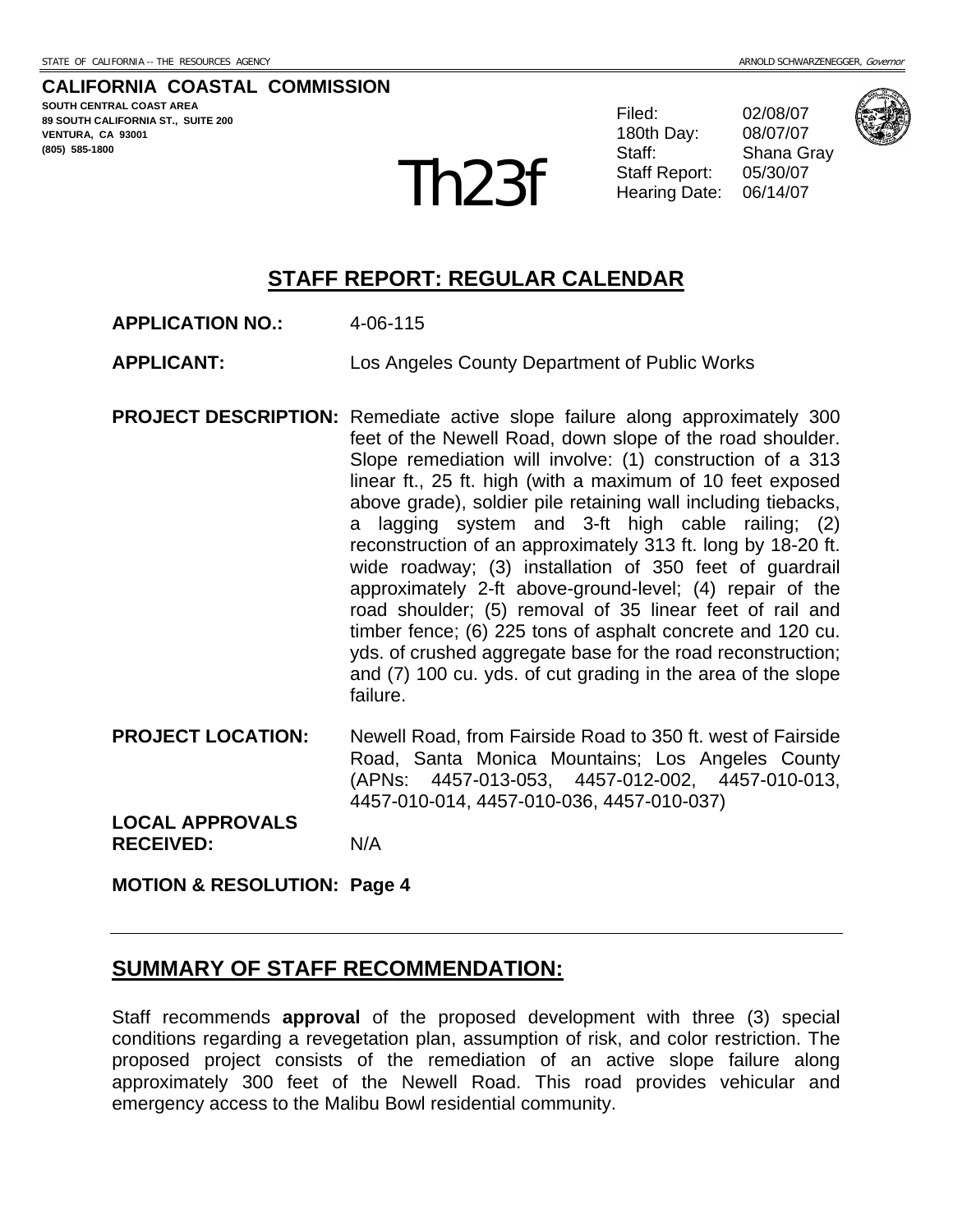STATE OF CALIFORNIA -- THE RESOURCES AGENCY ARNOLD SCHWARZENEGGER, *Governor*

**CALIFORNIA COASTAL COMMISSION**
**SOUTH CENTRAL COAST AREA**
**89 SOUTH CALIFORNIA ST., SUITE 200**
**VENTURA, CA 93001**
**(805) 585-1800**

# Th23f

| | |
|---|---|
| Filed: | 02/08/07 |
| 180th Day: | 08/07/07 |
| Staff: | Shana Gray |
| Staff Report: | 05/30/07 |
| Hearing Date: | 06/14/07 |

## STAFF REPORT: REGULAR CALENDAR

**APPLICATION NO.:** 4-06-115

**APPLICANT:** Los Angeles County Department of Public Works

**PROJECT DESCRIPTION:** Remediate active slope failure along approximately 300 feet of the Newell Road, down slope of the road shoulder. Slope remediation will involve: (1) construction of a 313 linear ft., 25 ft. high (with a maximum of 10 feet exposed above grade), soldier pile retaining wall including tiebacks, a lagging system and 3-ft high cable railing; (2) reconstruction of an approximately 313 ft. long by 18-20 ft. wide roadway; (3) installation of 350 feet of guardrail approximately 2-ft above-ground-level; (4) repair of the road shoulder; (5) removal of 35 linear feet of rail and timber fence; (6) 225 tons of asphalt concrete and 120 cu. yds. of crushed aggregate base for the road reconstruction; and (7) 100 cu. yds. of cut grading in the area of the slope failure.

**PROJECT LOCATION:** Newell Road, from Fairside Road to 350 ft. west of Fairside Road, Santa Monica Mountains; Los Angeles County (APNs: 4457-013-053, 4457-012-002, 4457-010-013, 4457-010-014, 4457-010-036, 4457-010-037)

**LOCAL APPROVALS RECEIVED:** N/A

**MOTION & RESOLUTION: Page 4**

---

## SUMMARY OF STAFF RECOMMENDATION:

Staff recommends **approval** of the proposed development with three (3) special conditions regarding a revegetation plan, assumption of risk, and color restriction. The proposed project consists of the remediation of an active slope failure along approximately 300 feet of the Newell Road. This road provides vehicular and emergency access to the Malibu Bowl residential community.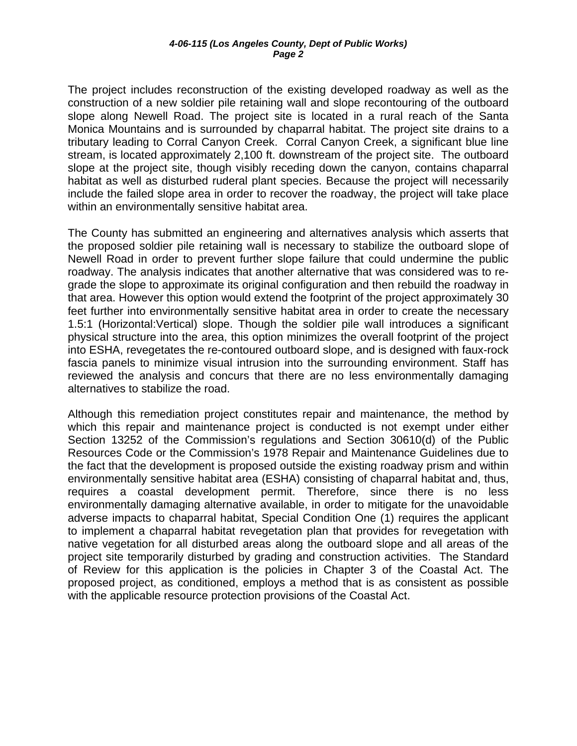The project includes reconstruction of the existing developed roadway as well as the construction of a new soldier pile retaining wall and slope recontouring of the outboard slope along Newell Road. The project site is located in a rural reach of the Santa Monica Mountains and is surrounded by chaparral habitat. The project site drains to a tributary leading to Corral Canyon Creek. Corral Canyon Creek, a significant blue line stream, is located approximately 2,100 ft. downstream of the project site. The outboard slope at the project site, though visibly receding down the canyon, contains chaparral habitat as well as disturbed ruderal plant species. Because the project will necessarily include the failed slope area in order to recover the roadway, the project will take place within an environmentally sensitive habitat area.

The County has submitted an engineering and alternatives analysis which asserts that the proposed soldier pile retaining wall is necessary to stabilize the outboard slope of Newell Road in order to prevent further slope failure that could undermine the public roadway. The analysis indicates that another alternative that was considered was to re-grade the slope to approximate its original configuration and then rebuild the roadway in that area. However this option would extend the footprint of the project approximately 30 feet further into environmentally sensitive habitat area in order to create the necessary 1.5:1 (Horizontal:Vertical) slope. Though the soldier pile wall introduces a significant physical structure into the area, this option minimizes the overall footprint of the project into ESHA, revegetates the re-contoured outboard slope, and is designed with faux-rock fascia panels to minimize visual intrusion into the surrounding environment. Staff has reviewed the analysis and concurs that there are no less environmentally damaging alternatives to stabilize the road.

Although this remediation project constitutes repair and maintenance, the method by which this repair and maintenance project is conducted is not exempt under either Section 13252 of the Commission's regulations and Section 30610(d) of the Public Resources Code or the Commission's 1978 Repair and Maintenance Guidelines due to the fact that the development is proposed outside the existing roadway prism and within environmentally sensitive habitat area (ESHA) consisting of chaparral habitat and, thus, requires a coastal development permit. Therefore, since there is no less environmentally damaging alternative available, in order to mitigate for the unavoidable adverse impacts to chaparral habitat, Special Condition One (1) requires the applicant to implement a chaparral habitat revegetation plan that provides for revegetation with native vegetation for all disturbed areas along the outboard slope and all areas of the project site temporarily disturbed by grading and construction activities. The Standard of Review for this application is the policies in Chapter 3 of the Coastal Act. The proposed project, as conditioned, employs a method that is as consistent as possible with the applicable resource protection provisions of the Coastal Act.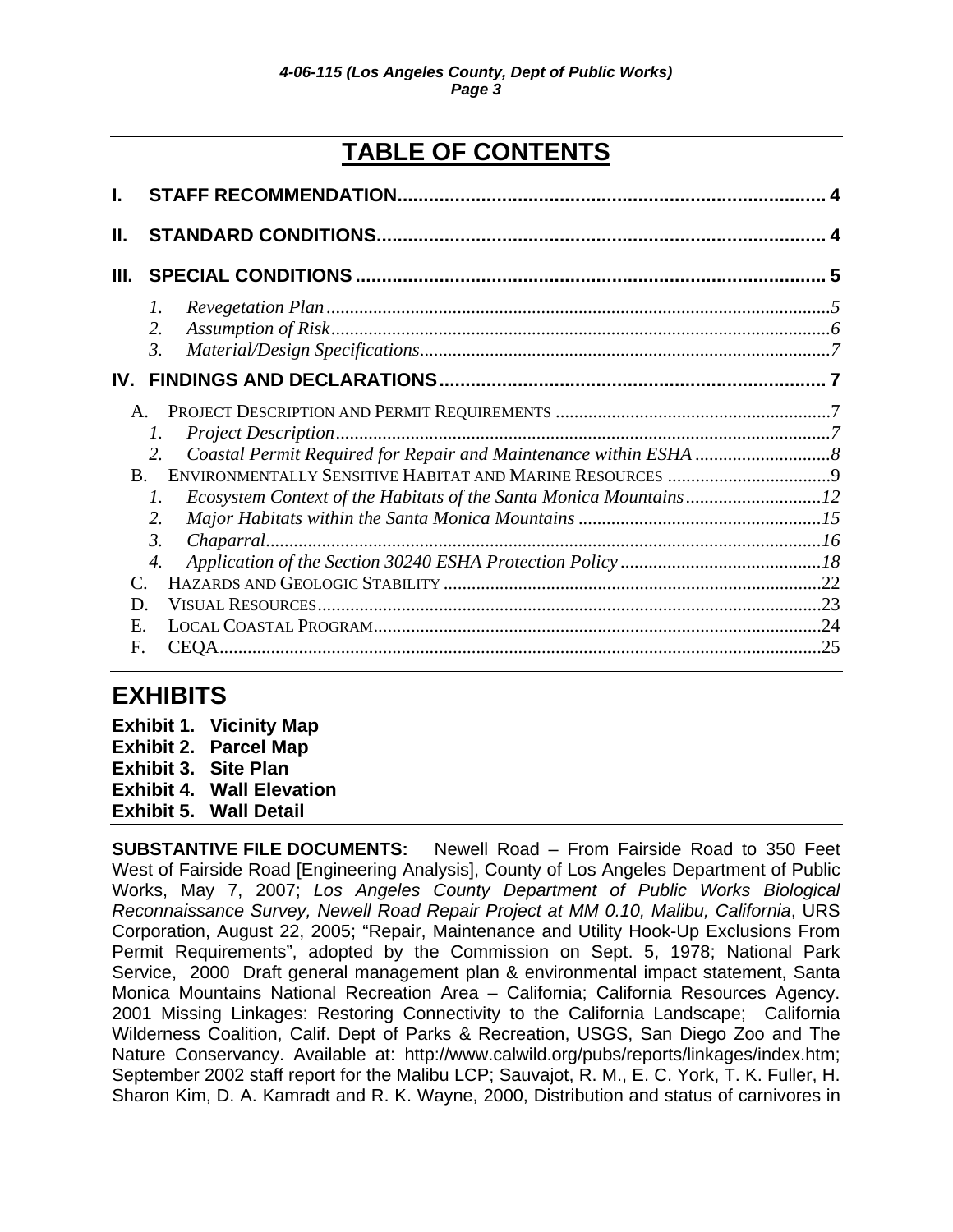# TABLE OF CONTENTS

**I. STAFF RECOMMENDATION.................................................................................. 4**

**II. STANDARD CONDITIONS...................................................................................... 4**

**III. SPECIAL CONDITIONS .......................................................................................... 5**

- *1. Revegetation Plan*...........................................................................................................5
- *2. Assumption of Risk*...........................................................................................................6
- *3. Material/Design Specifications*........................................................................................7

**IV. FINDINGS AND DECLARATIONS......................................................................... 7**

- A. PROJECT DESCRIPTION AND PERMIT REQUIREMENTS ...........................................................7
  - *1. Project Description*.........................................................................................................7
  - *2. Coastal Permit Required for Repair and Maintenance within ESHA* .............................8
- B. ENVIRONMENTALLY SENSITIVE HABITAT AND MARINE RESOURCES ...................................9
  - *1. Ecosystem Context of the Habitats of the Santa Monica Mountains*.............................12
  - *2. Major Habitats within the Santa Monica Mountains* ....................................................15
  - *3. Chaparral*......................................................................................................................16
  - *4. Application of the Section 30240 ESHA Protection Policy* ...........................................18
- C. HAZARDS AND GEOLOGIC STABILITY .................................................................................22
- D. VISUAL RESOURCES............................................................................................................23
- E. LOCAL COASTAL PROGRAM................................................................................................24
- F. CEQA.................................................................................................................................25

## EXHIBITS

**Exhibit 1. Vicinity Map**
**Exhibit 2. Parcel Map**
**Exhibit 3. Site Plan**
**Exhibit 4. Wall Elevation**
**Exhibit 5. Wall Detail**

**SUBSTANTIVE FILE DOCUMENTS:** Newell Road – From Fairside Road to 350 Feet West of Fairside Road [Engineering Analysis], County of Los Angeles Department of Public Works, May 7, 2007; *Los Angeles County Department of Public Works Biological Reconnaissance Survey, Newell Road Repair Project at MM 0.10, Malibu, California*, URS Corporation, August 22, 2005; "Repair, Maintenance and Utility Hook-Up Exclusions From Permit Requirements", adopted by the Commission on Sept. 5, 1978; National Park Service, 2000 Draft general management plan & environmental impact statement, Santa Monica Mountains National Recreation Area – California; California Resources Agency. 2001 Missing Linkages: Restoring Connectivity to the California Landscape; California Wilderness Coalition, Calif. Dept of Parks & Recreation, USGS, San Diego Zoo and The Nature Conservancy. Available at: http://www.calwild.org/pubs/reports/linkages/index.htm; September 2002 staff report for the Malibu LCP; Sauvajot, R. M., E. C. York, T. K. Fuller, H. Sharon Kim, D. A. Kamradt and R. K. Wayne, 2000, Distribution and status of carnivores in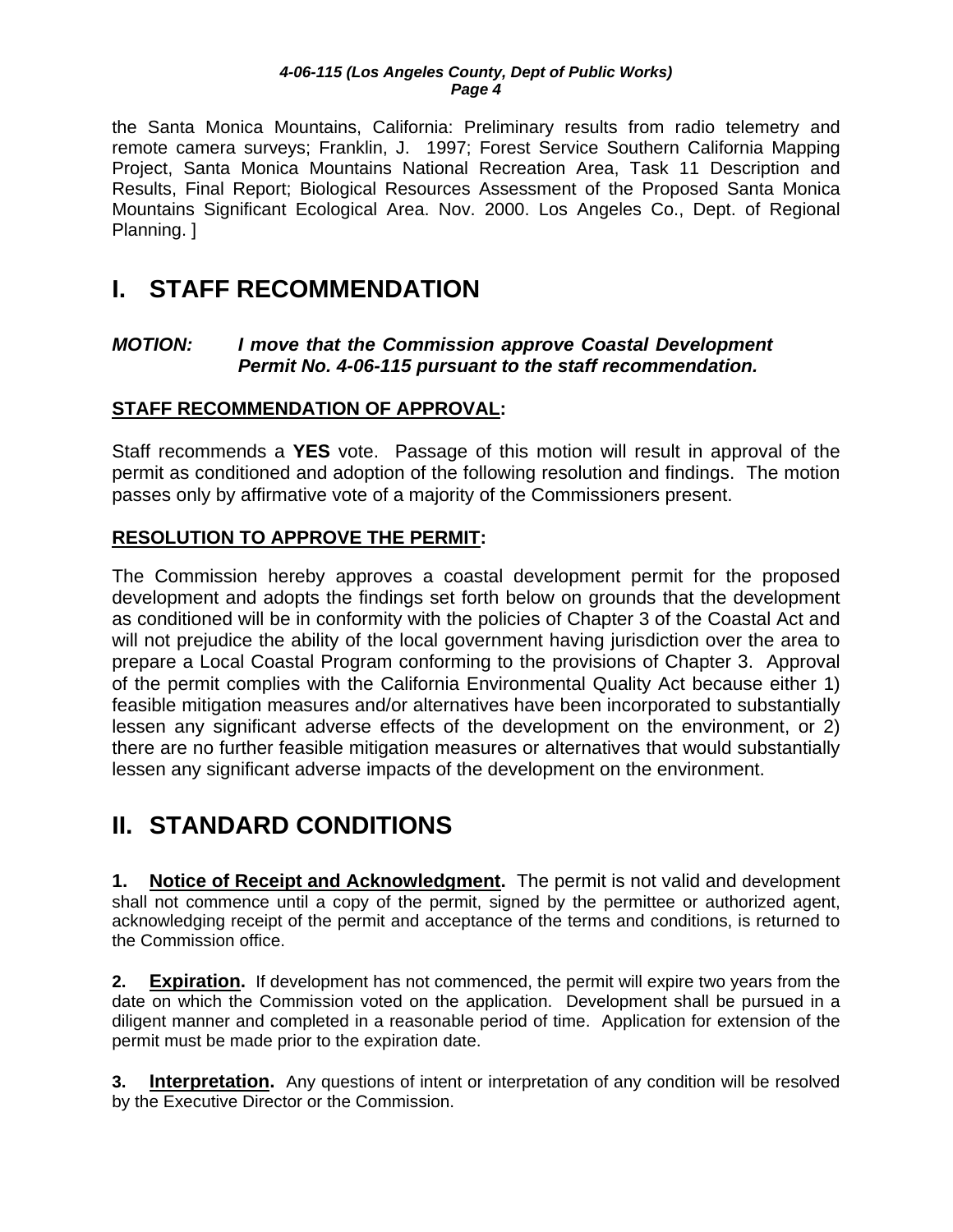the Santa Monica Mountains, California: Preliminary results from radio telemetry and remote camera surveys; Franklin, J. 1997; Forest Service Southern California Mapping Project, Santa Monica Mountains National Recreation Area, Task 11 Description and Results, Final Report; Biological Resources Assessment of the Proposed Santa Monica Mountains Significant Ecological Area. Nov. 2000. Los Angeles Co., Dept. of Regional Planning. ]

# I. STAFF RECOMMENDATION

***MOTION:*** ***I move that the Commission approve Coastal Development Permit No. 4-06-115 pursuant to the staff recommendation.***

**STAFF RECOMMENDATION OF APPROVAL:**

Staff recommends a **YES** vote. Passage of this motion will result in approval of the permit as conditioned and adoption of the following resolution and findings. The motion passes only by affirmative vote of a majority of the Commissioners present.

**RESOLUTION TO APPROVE THE PERMIT:**

The Commission hereby approves a coastal development permit for the proposed development and adopts the findings set forth below on grounds that the development as conditioned will be in conformity with the policies of Chapter 3 of the Coastal Act and will not prejudice the ability of the local government having jurisdiction over the area to prepare a Local Coastal Program conforming to the provisions of Chapter 3. Approval of the permit complies with the California Environmental Quality Act because either 1) feasible mitigation measures and/or alternatives have been incorporated to substantially lessen any significant adverse effects of the development on the environment, or 2) there are no further feasible mitigation measures or alternatives that would substantially lessen any significant adverse impacts of the development on the environment.

# II. STANDARD CONDITIONS

**1. Notice of Receipt and Acknowledgment.** The permit is not valid and development shall not commence until a copy of the permit, signed by the permittee or authorized agent, acknowledging receipt of the permit and acceptance of the terms and conditions, is returned to the Commission office.

**2. Expiration.** If development has not commenced, the permit will expire two years from the date on which the Commission voted on the application. Development shall be pursued in a diligent manner and completed in a reasonable period of time. Application for extension of the permit must be made prior to the expiration date.

**3. Interpretation.** Any questions of intent or interpretation of any condition will be resolved by the Executive Director or the Commission.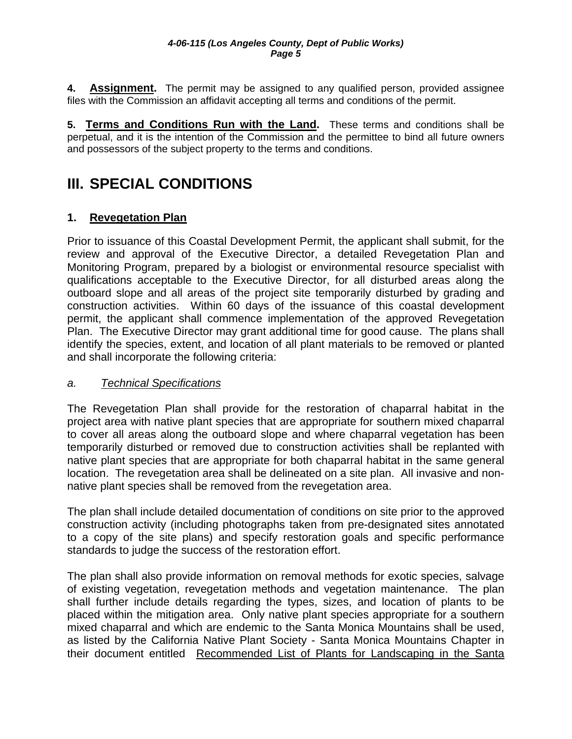**4. Assignment.** The permit may be assigned to any qualified person, provided assignee files with the Commission an affidavit accepting all terms and conditions of the permit.

**5. Terms and Conditions Run with the Land.** These terms and conditions shall be perpetual, and it is the intention of the Commission and the permittee to bind all future owners and possessors of the subject property to the terms and conditions.

# III. SPECIAL CONDITIONS

## 1. Revegetation Plan

Prior to issuance of this Coastal Development Permit, the applicant shall submit, for the review and approval of the Executive Director, a detailed Revegetation Plan and Monitoring Program, prepared by a biologist or environmental resource specialist with qualifications acceptable to the Executive Director, for all disturbed areas along the outboard slope and all areas of the project site temporarily disturbed by grading and construction activities. Within 60 days of the issuance of this coastal development permit, the applicant shall commence implementation of the approved Revegetation Plan. The Executive Director may grant additional time for good cause. The plans shall identify the species, extent, and location of all plant materials to be removed or planted and shall incorporate the following criteria:

*a. Technical Specifications*

The Revegetation Plan shall provide for the restoration of chaparral habitat in the project area with native plant species that are appropriate for southern mixed chaparral to cover all areas along the outboard slope and where chaparral vegetation has been temporarily disturbed or removed due to construction activities shall be replanted with native plant species that are appropriate for both chaparral habitat in the same general location. The revegetation area shall be delineated on a site plan. All invasive and non-native plant species shall be removed from the revegetation area.

The plan shall include detailed documentation of conditions on site prior to the approved construction activity (including photographs taken from pre-designated sites annotated to a copy of the site plans) and specify restoration goals and specific performance standards to judge the success of the restoration effort.

The plan shall also provide information on removal methods for exotic species, salvage of existing vegetation, revegetation methods and vegetation maintenance. The plan shall further include details regarding the types, sizes, and location of plants to be placed within the mitigation area. Only native plant species appropriate for a southern mixed chaparral and which are endemic to the Santa Monica Mountains shall be used, as listed by the California Native Plant Society - Santa Monica Mountains Chapter in their document entitled Recommended List of Plants for Landscaping in the Santa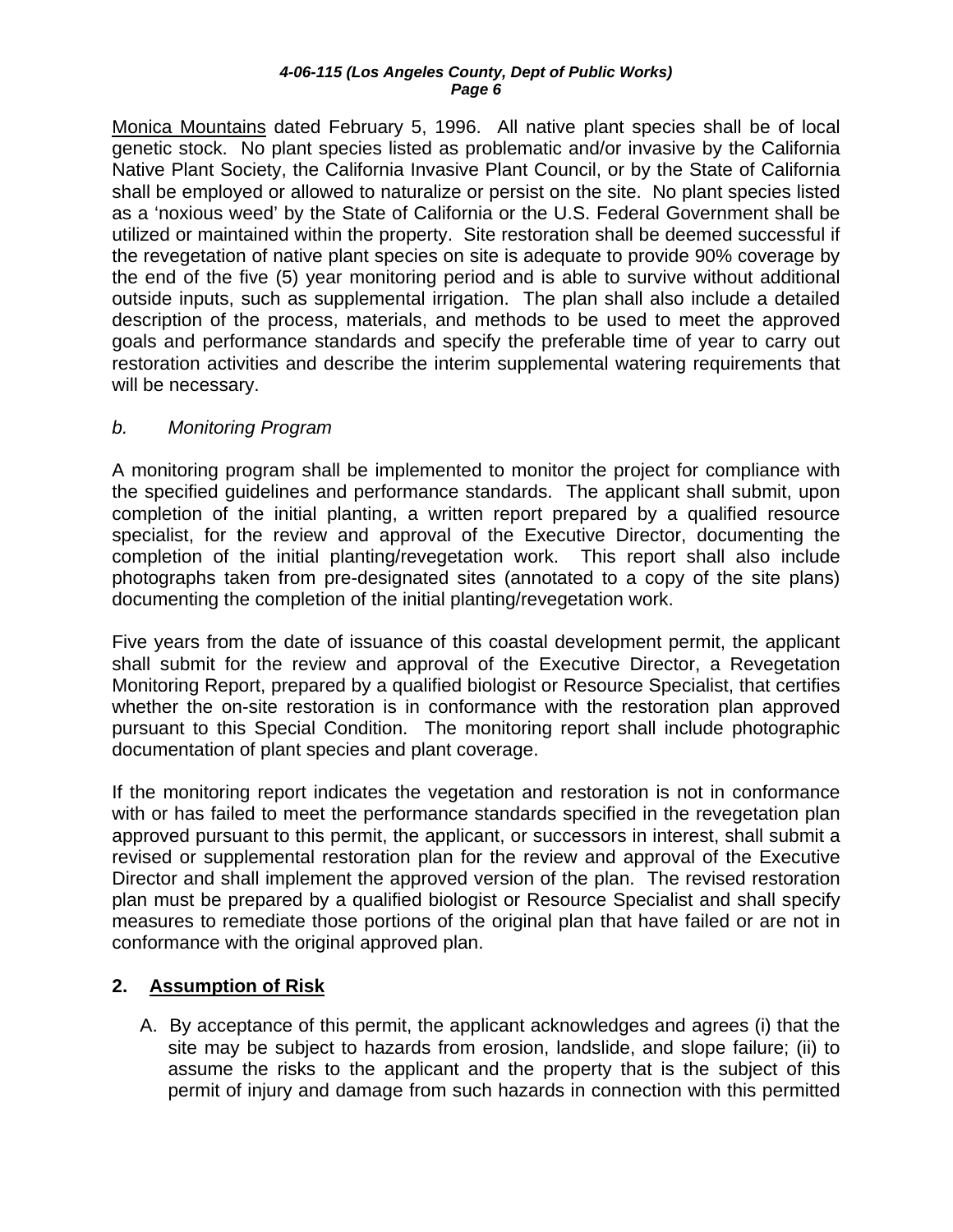Monica Mountains dated February 5, 1996. All native plant species shall be of local genetic stock. No plant species listed as problematic and/or invasive by the California Native Plant Society, the California Invasive Plant Council, or by the State of California shall be employed or allowed to naturalize or persist on the site. No plant species listed as a 'noxious weed' by the State of California or the U.S. Federal Government shall be utilized or maintained within the property. Site restoration shall be deemed successful if the revegetation of native plant species on site is adequate to provide 90% coverage by the end of the five (5) year monitoring period and is able to survive without additional outside inputs, such as supplemental irrigation. The plan shall also include a detailed description of the process, materials, and methods to be used to meet the approved goals and performance standards and specify the preferable time of year to carry out restoration activities and describe the interim supplemental watering requirements that will be necessary.

*b. Monitoring Program*

A monitoring program shall be implemented to monitor the project for compliance with the specified guidelines and performance standards. The applicant shall submit, upon completion of the initial planting, a written report prepared by a qualified resource specialist, for the review and approval of the Executive Director, documenting the completion of the initial planting/revegetation work. This report shall also include photographs taken from pre-designated sites (annotated to a copy of the site plans) documenting the completion of the initial planting/revegetation work.

Five years from the date of issuance of this coastal development permit, the applicant shall submit for the review and approval of the Executive Director, a Revegetation Monitoring Report, prepared by a qualified biologist or Resource Specialist, that certifies whether the on-site restoration is in conformance with the restoration plan approved pursuant to this Special Condition. The monitoring report shall include photographic documentation of plant species and plant coverage.

If the monitoring report indicates the vegetation and restoration is not in conformance with or has failed to meet the performance standards specified in the revegetation plan approved pursuant to this permit, the applicant, or successors in interest, shall submit a revised or supplemental restoration plan for the review and approval of the Executive Director and shall implement the approved version of the plan. The revised restoration plan must be prepared by a qualified biologist or Resource Specialist and shall specify measures to remediate those portions of the original plan that have failed or are not in conformance with the original approved plan.

**2. Assumption of Risk**

A. By acceptance of this permit, the applicant acknowledges and agrees (i) that the site may be subject to hazards from erosion, landslide, and slope failure; (ii) to assume the risks to the applicant and the property that is the subject of this permit of injury and damage from such hazards in connection with this permitted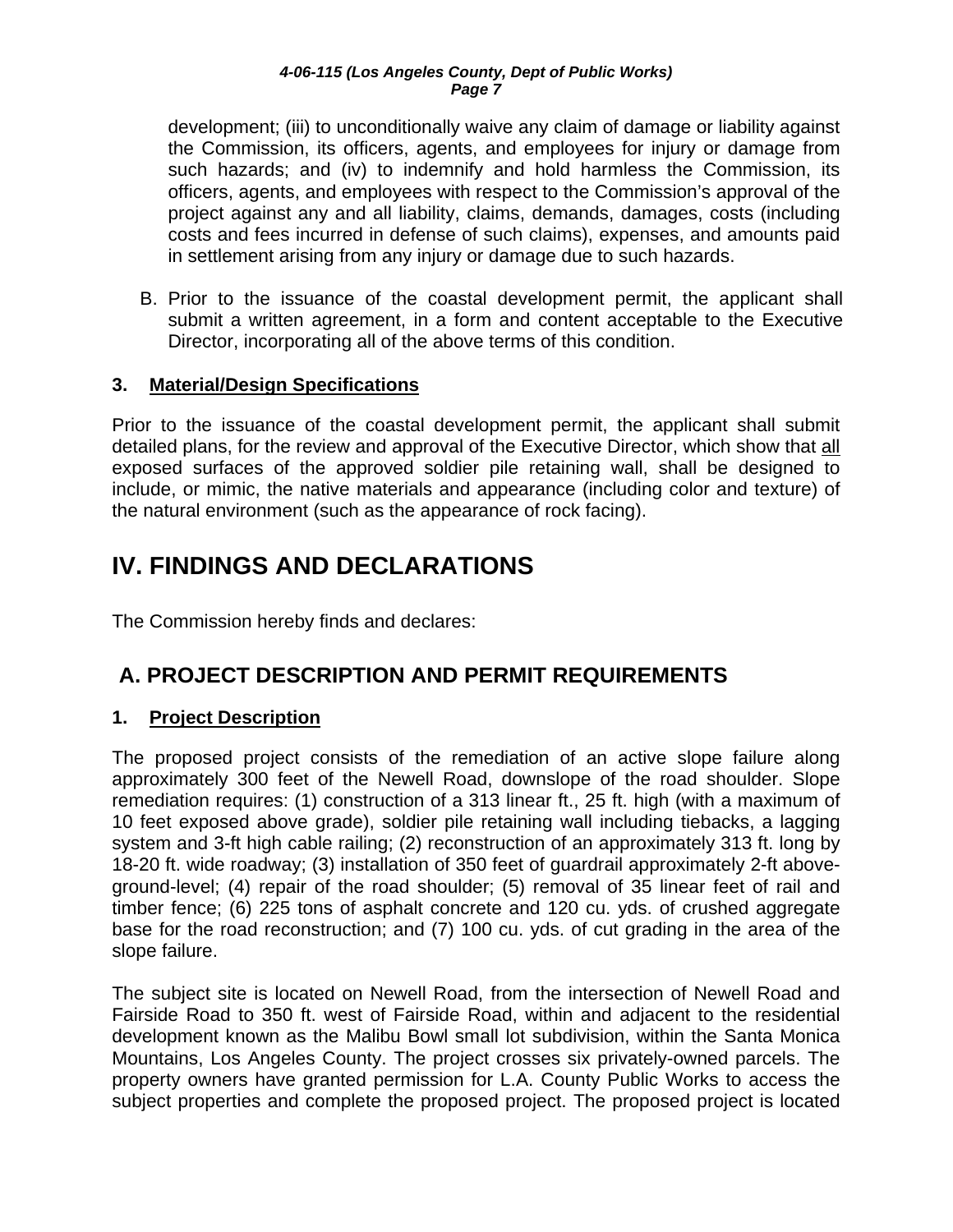development; (iii) to unconditionally waive any claim of damage or liability against the Commission, its officers, agents, and employees for injury or damage from such hazards; and (iv) to indemnify and hold harmless the Commission, its officers, agents, and employees with respect to the Commission's approval of the project against any and all liability, claims, demands, damages, costs (including costs and fees incurred in defense of such claims), expenses, and amounts paid in settlement arising from any injury or damage due to such hazards.

B. Prior to the issuance of the coastal development permit, the applicant shall submit a written agreement, in a form and content acceptable to the Executive Director, incorporating all of the above terms of this condition.

### 3. Material/Design Specifications

Prior to the issuance of the coastal development permit, the applicant shall submit detailed plans, for the review and approval of the Executive Director, which show that all exposed surfaces of the approved soldier pile retaining wall, shall be designed to include, or mimic, the native materials and appearance (including color and texture) of the natural environment (such as the appearance of rock facing).

# IV. FINDINGS AND DECLARATIONS

The Commission hereby finds and declares:

## A. PROJECT DESCRIPTION AND PERMIT REQUIREMENTS

### 1. Project Description

The proposed project consists of the remediation of an active slope failure along approximately 300 feet of the Newell Road, downslope of the road shoulder. Slope remediation requires: (1) construction of a 313 linear ft., 25 ft. high (with a maximum of 10 feet exposed above grade), soldier pile retaining wall including tiebacks, a lagging system and 3-ft high cable railing; (2) reconstruction of an approximately 313 ft. long by 18-20 ft. wide roadway; (3) installation of 350 feet of guardrail approximately 2-ft above-ground-level; (4) repair of the road shoulder; (5) removal of 35 linear feet of rail and timber fence; (6) 225 tons of asphalt concrete and 120 cu. yds. of crushed aggregate base for the road reconstruction; and (7) 100 cu. yds. of cut grading in the area of the slope failure.

The subject site is located on Newell Road, from the intersection of Newell Road and Fairside Road to 350 ft. west of Fairside Road, within and adjacent to the residential development known as the Malibu Bowl small lot subdivision, within the Santa Monica Mountains, Los Angeles County. The project crosses six privately-owned parcels. The property owners have granted permission for L.A. County Public Works to access the subject properties and complete the proposed project. The proposed project is located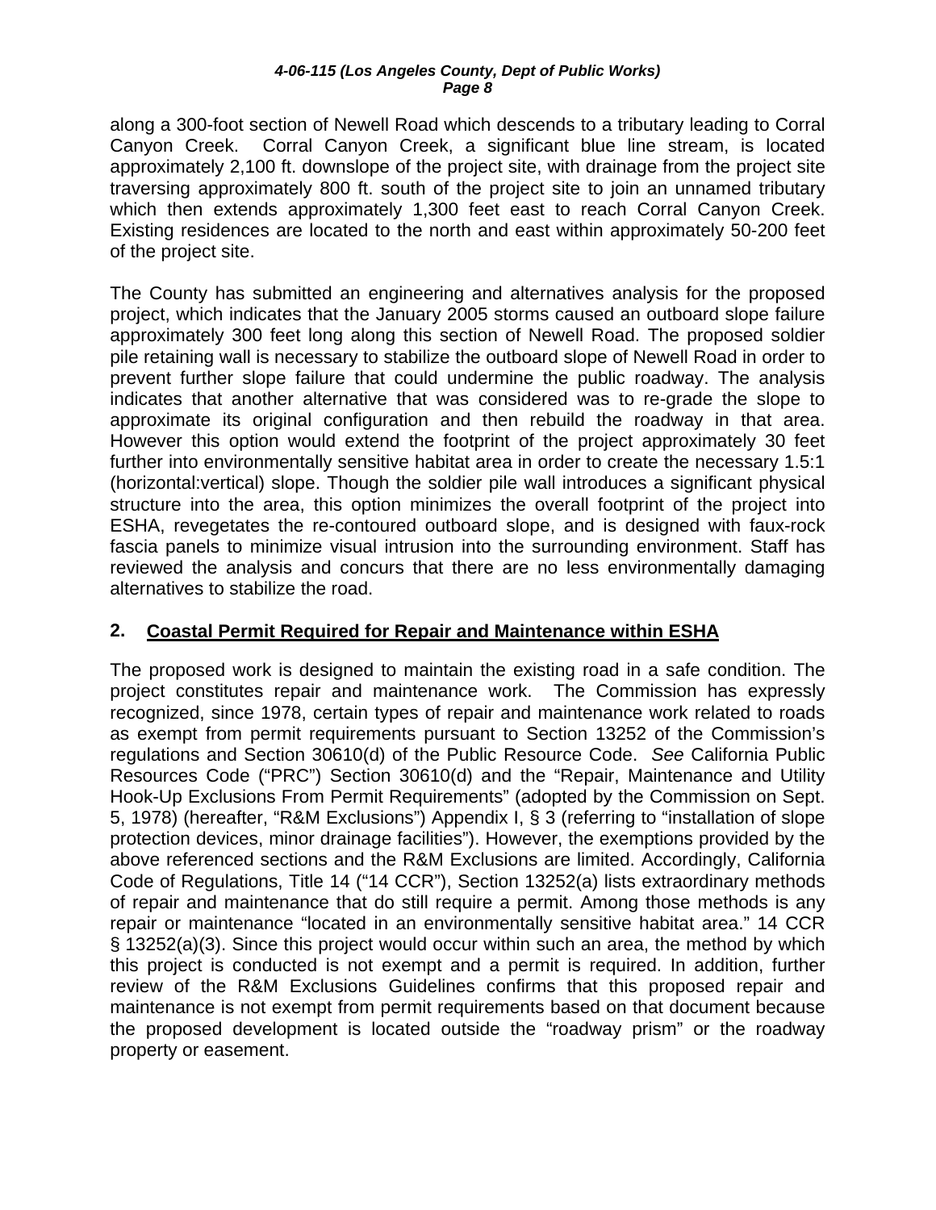along a 300-foot section of Newell Road which descends to a tributary leading to Corral Canyon Creek. Corral Canyon Creek, a significant blue line stream, is located approximately 2,100 ft. downslope of the project site, with drainage from the project site traversing approximately 800 ft. south of the project site to join an unnamed tributary which then extends approximately 1,300 feet east to reach Corral Canyon Creek. Existing residences are located to the north and east within approximately 50-200 feet of the project site.

The County has submitted an engineering and alternatives analysis for the proposed project, which indicates that the January 2005 storms caused an outboard slope failure approximately 300 feet long along this section of Newell Road. The proposed soldier pile retaining wall is necessary to stabilize the outboard slope of Newell Road in order to prevent further slope failure that could undermine the public roadway. The analysis indicates that another alternative that was considered was to re-grade the slope to approximate its original configuration and then rebuild the roadway in that area. However this option would extend the footprint of the project approximately 30 feet further into environmentally sensitive habitat area in order to create the necessary 1.5:1 (horizontal:vertical) slope. Though the soldier pile wall introduces a significant physical structure into the area, this option minimizes the overall footprint of the project into ESHA, revegetates the re-contoured outboard slope, and is designed with faux-rock fascia panels to minimize visual intrusion into the surrounding environment. Staff has reviewed the analysis and concurs that there are no less environmentally damaging alternatives to stabilize the road.

## 2. Coastal Permit Required for Repair and Maintenance within ESHA

The proposed work is designed to maintain the existing road in a safe condition. The project constitutes repair and maintenance work. The Commission has expressly recognized, since 1978, certain types of repair and maintenance work related to roads as exempt from permit requirements pursuant to Section 13252 of the Commission's regulations and Section 30610(d) of the Public Resource Code. *See* California Public Resources Code ("PRC") Section 30610(d) and the "Repair, Maintenance and Utility Hook-Up Exclusions From Permit Requirements" (adopted by the Commission on Sept. 5, 1978) (hereafter, "R&M Exclusions") Appendix I, § 3 (referring to "installation of slope protection devices, minor drainage facilities"). However, the exemptions provided by the above referenced sections and the R&M Exclusions are limited. Accordingly, California Code of Regulations, Title 14 ("14 CCR"), Section 13252(a) lists extraordinary methods of repair and maintenance that do still require a permit. Among those methods is any repair or maintenance "located in an environmentally sensitive habitat area." 14 CCR § 13252(a)(3). Since this project would occur within such an area, the method by which this project is conducted is not exempt and a permit is required. In addition, further review of the R&M Exclusions Guidelines confirms that this proposed repair and maintenance is not exempt from permit requirements based on that document because the proposed development is located outside the "roadway prism" or the roadway property or easement.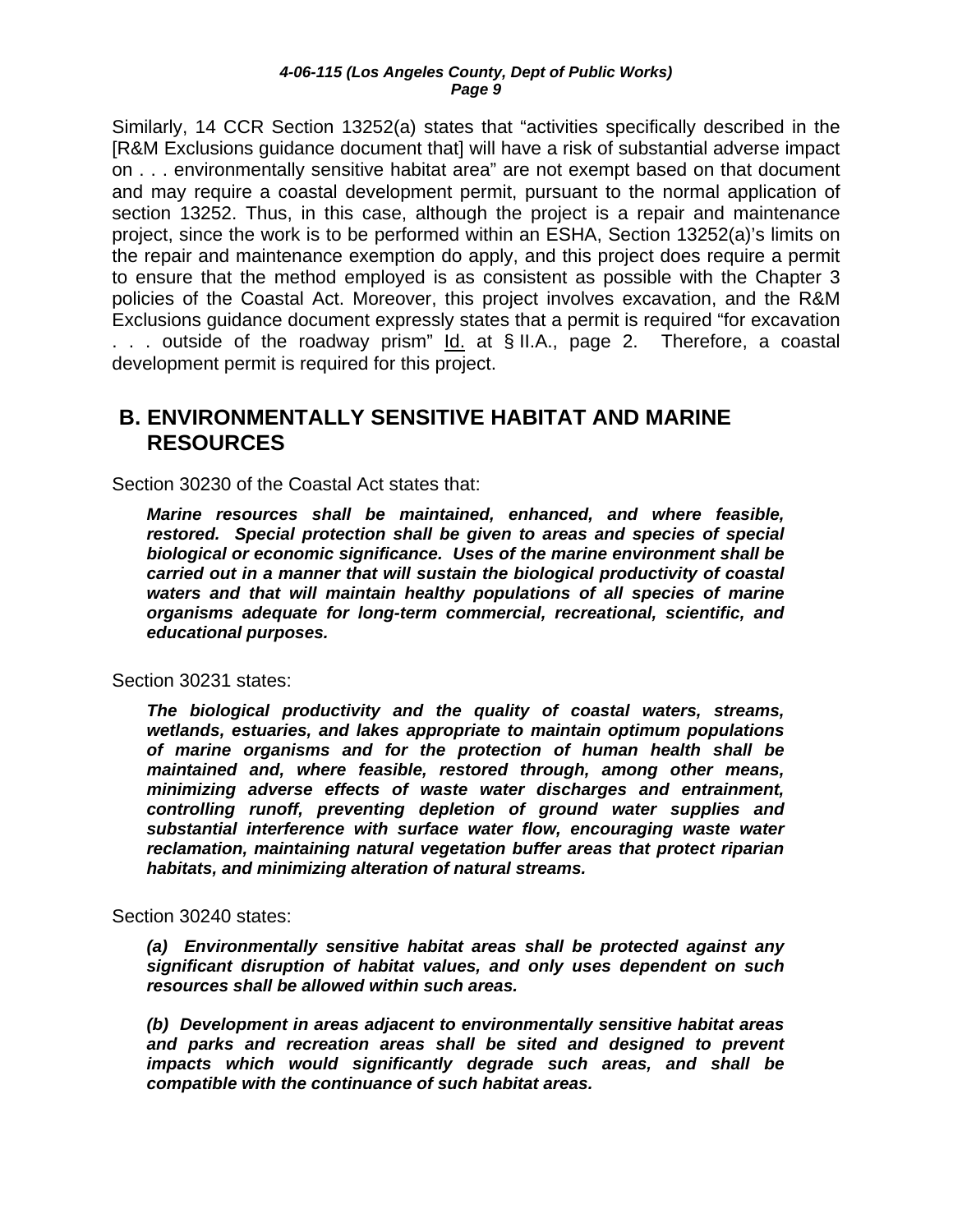Similarly, 14 CCR Section 13252(a) states that "activities specifically described in the [R&M Exclusions guidance document that] will have a risk of substantial adverse impact on . . . environmentally sensitive habitat area" are not exempt based on that document and may require a coastal development permit, pursuant to the normal application of section 13252. Thus, in this case, although the project is a repair and maintenance project, since the work is to be performed within an ESHA, Section 13252(a)'s limits on the repair and maintenance exemption do apply, and this project does require a permit to ensure that the method employed is as consistent as possible with the Chapter 3 policies of the Coastal Act. Moreover, this project involves excavation, and the R&M Exclusions guidance document expressly states that a permit is required "for excavation . . . outside of the roadway prism" Id. at § II.A., page 2. Therefore, a coastal development permit is required for this project.

## B. ENVIRONMENTALLY SENSITIVE HABITAT AND MARINE RESOURCES

Section 30230 of the Coastal Act states that:

> ***Marine resources shall be maintained, enhanced, and where feasible, restored. Special protection shall be given to areas and species of special biological or economic significance. Uses of the marine environment shall be carried out in a manner that will sustain the biological productivity of coastal waters and that will maintain healthy populations of all species of marine organisms adequate for long-term commercial, recreational, scientific, and educational purposes.***

Section 30231 states:

> ***The biological productivity and the quality of coastal waters, streams, wetlands, estuaries, and lakes appropriate to maintain optimum populations of marine organisms and for the protection of human health shall be maintained and, where feasible, restored through, among other means, minimizing adverse effects of waste water discharges and entrainment, controlling runoff, preventing depletion of ground water supplies and substantial interference with surface water flow, encouraging waste water reclamation, maintaining natural vegetation buffer areas that protect riparian habitats, and minimizing alteration of natural streams.***

Section 30240 states:

> ***(a) Environmentally sensitive habitat areas shall be protected against any significant disruption of habitat values, and only uses dependent on such resources shall be allowed within such areas.***
>
> ***(b) Development in areas adjacent to environmentally sensitive habitat areas and parks and recreation areas shall be sited and designed to prevent impacts which would significantly degrade such areas, and shall be compatible with the continuance of such habitat areas.***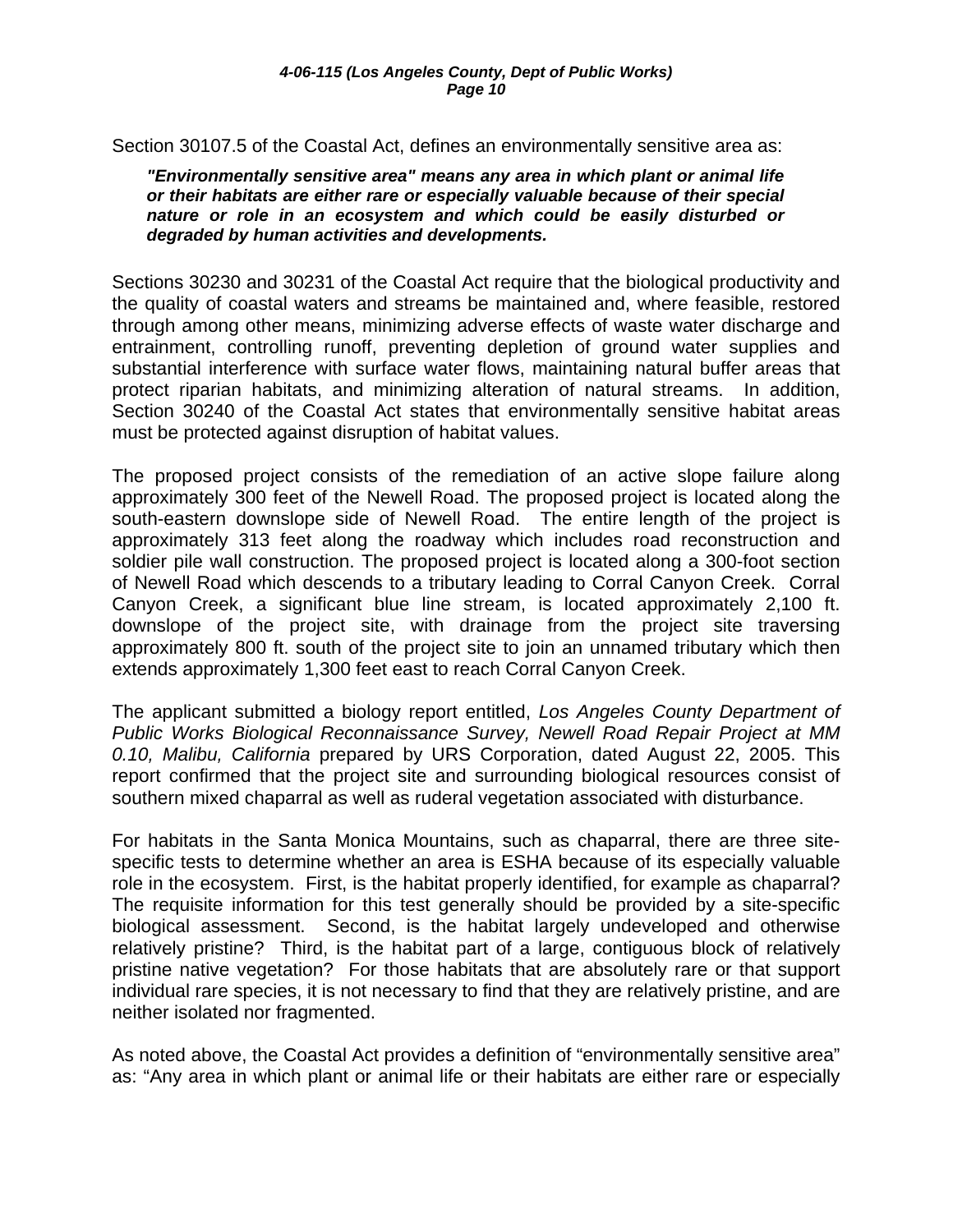Section 30107.5 of the Coastal Act, defines an environmentally sensitive area as:

> ***"Environmentally sensitive area" means any area in which plant or animal life or their habitats are either rare or especially valuable because of their special nature or role in an ecosystem and which could be easily disturbed or degraded by human activities and developments.***

Sections 30230 and 30231 of the Coastal Act require that the biological productivity and the quality of coastal waters and streams be maintained and, where feasible, restored through among other means, minimizing adverse effects of waste water discharge and entrainment, controlling runoff, preventing depletion of ground water supplies and substantial interference with surface water flows, maintaining natural buffer areas that protect riparian habitats, and minimizing alteration of natural streams. In addition, Section 30240 of the Coastal Act states that environmentally sensitive habitat areas must be protected against disruption of habitat values.

The proposed project consists of the remediation of an active slope failure along approximately 300 feet of the Newell Road. The proposed project is located along the south-eastern downslope side of Newell Road. The entire length of the project is approximately 313 feet along the roadway which includes road reconstruction and soldier pile wall construction. The proposed project is located along a 300-foot section of Newell Road which descends to a tributary leading to Corral Canyon Creek. Corral Canyon Creek, a significant blue line stream, is located approximately 2,100 ft. downslope of the project site, with drainage from the project site traversing approximately 800 ft. south of the project site to join an unnamed tributary which then extends approximately 1,300 feet east to reach Corral Canyon Creek.

The applicant submitted a biology report entitled, *Los Angeles County Department of Public Works Biological Reconnaissance Survey, Newell Road Repair Project at MM 0.10, Malibu, California* prepared by URS Corporation, dated August 22, 2005. This report confirmed that the project site and surrounding biological resources consist of southern mixed chaparral as well as ruderal vegetation associated with disturbance.

For habitats in the Santa Monica Mountains, such as chaparral, there are three site-specific tests to determine whether an area is ESHA because of its especially valuable role in the ecosystem. First, is the habitat properly identified, for example as chaparral? The requisite information for this test generally should be provided by a site-specific biological assessment. Second, is the habitat largely undeveloped and otherwise relatively pristine? Third, is the habitat part of a large, contiguous block of relatively pristine native vegetation? For those habitats that are absolutely rare or that support individual rare species, it is not necessary to find that they are relatively pristine, and are neither isolated nor fragmented.

As noted above, the Coastal Act provides a definition of "environmentally sensitive area" as: "Any area in which plant or animal life or their habitats are either rare or especially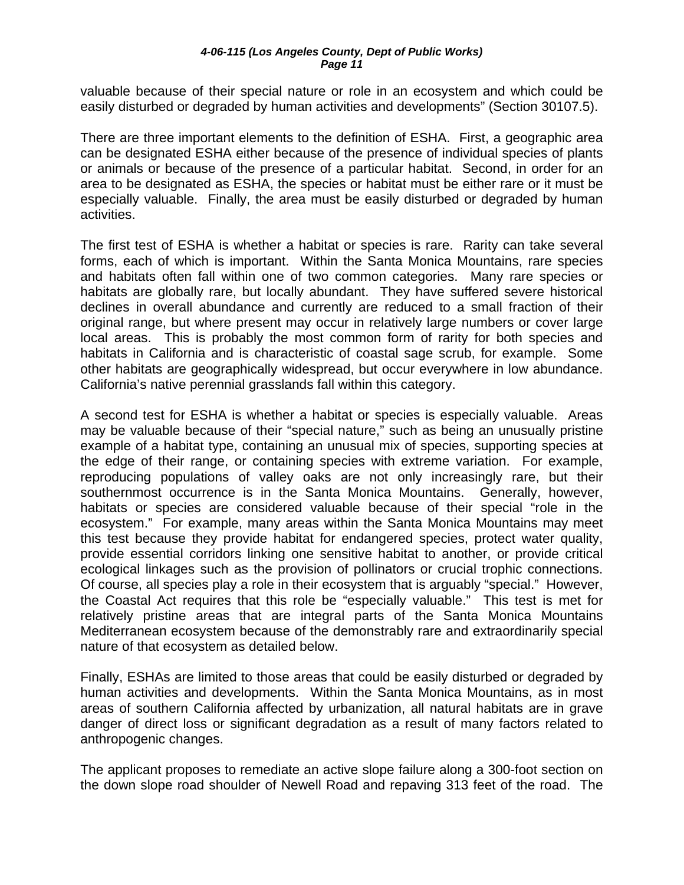valuable because of their special nature or role in an ecosystem and which could be easily disturbed or degraded by human activities and developments" (Section 30107.5).

There are three important elements to the definition of ESHA. First, a geographic area can be designated ESHA either because of the presence of individual species of plants or animals or because of the presence of a particular habitat. Second, in order for an area to be designated as ESHA, the species or habitat must be either rare or it must be especially valuable. Finally, the area must be easily disturbed or degraded by human activities.

The first test of ESHA is whether a habitat or species is rare. Rarity can take several forms, each of which is important. Within the Santa Monica Mountains, rare species and habitats often fall within one of two common categories. Many rare species or habitats are globally rare, but locally abundant. They have suffered severe historical declines in overall abundance and currently are reduced to a small fraction of their original range, but where present may occur in relatively large numbers or cover large local areas. This is probably the most common form of rarity for both species and habitats in California and is characteristic of coastal sage scrub, for example. Some other habitats are geographically widespread, but occur everywhere in low abundance. California's native perennial grasslands fall within this category.

A second test for ESHA is whether a habitat or species is especially valuable. Areas may be valuable because of their "special nature," such as being an unusually pristine example of a habitat type, containing an unusual mix of species, supporting species at the edge of their range, or containing species with extreme variation. For example, reproducing populations of valley oaks are not only increasingly rare, but their southernmost occurrence is in the Santa Monica Mountains. Generally, however, habitats or species are considered valuable because of their special "role in the ecosystem." For example, many areas within the Santa Monica Mountains may meet this test because they provide habitat for endangered species, protect water quality, provide essential corridors linking one sensitive habitat to another, or provide critical ecological linkages such as the provision of pollinators or crucial trophic connections. Of course, all species play a role in their ecosystem that is arguably "special." However, the Coastal Act requires that this role be "especially valuable." This test is met for relatively pristine areas that are integral parts of the Santa Monica Mountains Mediterranean ecosystem because of the demonstrably rare and extraordinarily special nature of that ecosystem as detailed below.

Finally, ESHAs are limited to those areas that could be easily disturbed or degraded by human activities and developments. Within the Santa Monica Mountains, as in most areas of southern California affected by urbanization, all natural habitats are in grave danger of direct loss or significant degradation as a result of many factors related to anthropogenic changes.

The applicant proposes to remediate an active slope failure along a 300-foot section on the down slope road shoulder of Newell Road and repaving 313 feet of the road. The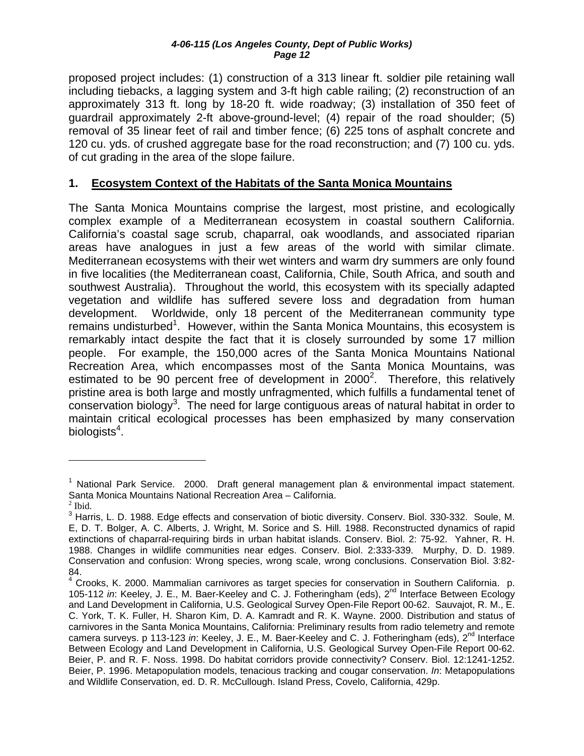proposed project includes: (1) construction of a 313 linear ft. soldier pile retaining wall including tiebacks, a lagging system and 3-ft high cable railing; (2) reconstruction of an approximately 313 ft. long by 18-20 ft. wide roadway; (3) installation of 350 feet of guardrail approximately 2-ft above-ground-level; (4) repair of the road shoulder; (5) removal of 35 linear feet of rail and timber fence; (6) 225 tons of asphalt concrete and 120 cu. yds. of crushed aggregate base for the road reconstruction; and (7) 100 cu. yds. of cut grading in the area of the slope failure.

## 1. Ecosystem Context of the Habitats of the Santa Monica Mountains

The Santa Monica Mountains comprise the largest, most pristine, and ecologically complex example of a Mediterranean ecosystem in coastal southern California. California's coastal sage scrub, chaparral, oak woodlands, and associated riparian areas have analogues in just a few areas of the world with similar climate. Mediterranean ecosystems with their wet winters and warm dry summers are only found in five localities (the Mediterranean coast, California, Chile, South Africa, and south and southwest Australia). Throughout the world, this ecosystem with its specially adapted vegetation and wildlife has suffered severe loss and degradation from human development. Worldwide, only 18 percent of the Mediterranean community type remains undisturbed[1]. However, within the Santa Monica Mountains, this ecosystem is remarkably intact despite the fact that it is closely surrounded by some 17 million people. For example, the 150,000 acres of the Santa Monica Mountains National Recreation Area, which encompasses most of the Santa Monica Mountains, was estimated to be 90 percent free of development in 2000[2]. Therefore, this relatively pristine area is both large and mostly unfragmented, which fulfills a fundamental tenet of conservation biology[3]. The need for large contiguous areas of natural habitat in order to maintain critical ecological processes has been emphasized by many conservation biologists[4].

---

[1] National Park Service. 2000. Draft general management plan & environmental impact statement. Santa Monica Mountains National Recreation Area – California.

[2] Ibid.

[3] Harris, L. D. 1988. Edge effects and conservation of biotic diversity. Conserv. Biol. 330-332. Soule, M. E, D. T. Bolger, A. C. Alberts, J. Wright, M. Sorice and S. Hill. 1988. Reconstructed dynamics of rapid extinctions of chaparral-requiring birds in urban habitat islands. Conserv. Biol. 2: 75-92. Yahner, R. H. 1988. Changes in wildlife communities near edges. Conserv. Biol. 2:333-339. Murphy, D. D. 1989. Conservation and confusion: Wrong species, wrong scale, wrong conclusions. Conservation Biol. 3:82-84.

[4] Crooks, K. 2000. Mammalian carnivores as target species for conservation in Southern California. p. 105-112 *in*: Keeley, J. E., M. Baer-Keeley and C. J. Fotheringham (eds), 2nd Interface Between Ecology and Land Development in California, U.S. Geological Survey Open-File Report 00-62. Sauvajot, R. M., E. C. York, T. K. Fuller, H. Sharon Kim, D. A. Kamradt and R. K. Wayne. 2000. Distribution and status of carnivores in the Santa Monica Mountains, California: Preliminary results from radio telemetry and remote camera surveys. p 113-123 *in*: Keeley, J. E., M. Baer-Keeley and C. J. Fotheringham (eds), 2nd Interface Between Ecology and Land Development in California, U.S. Geological Survey Open-File Report 00-62. Beier, P. and R. F. Noss. 1998. Do habitat corridors provide connectivity? Conserv. Biol. 12:1241-1252. Beier, P. 1996. Metapopulation models, tenacious tracking and cougar conservation. *In*: Metapopulations and Wildlife Conservation, ed. D. R. McCullough. Island Press, Covelo, California, 429p.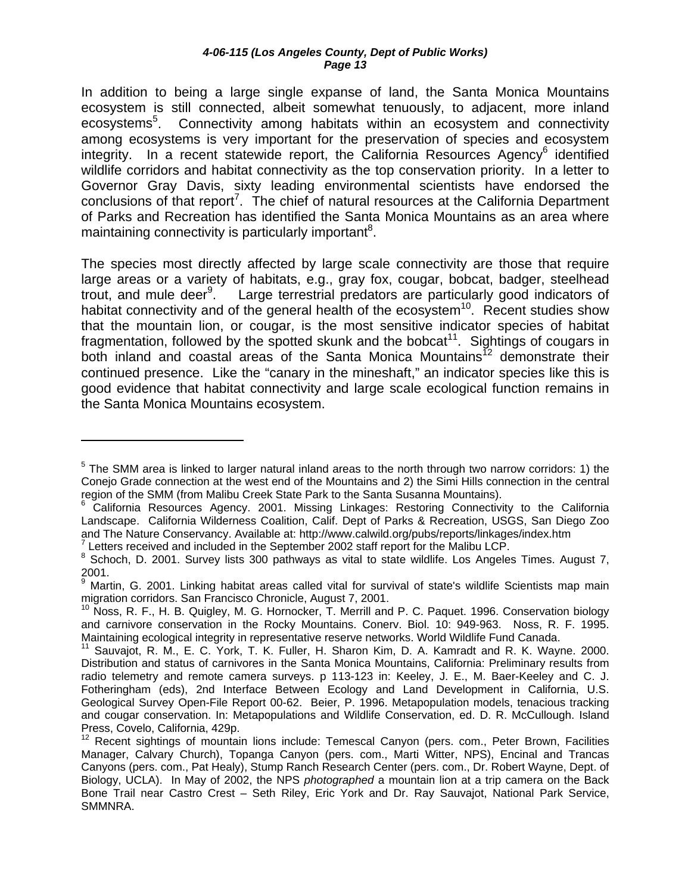In addition to being a large single expanse of land, the Santa Monica Mountains ecosystem is still connected, albeit somewhat tenuously, to adjacent, more inland ecosystems[5]. Connectivity among habitats within an ecosystem and connectivity among ecosystems is very important for the preservation of species and ecosystem integrity. In a recent statewide report, the California Resources Agency[6] identified wildlife corridors and habitat connectivity as the top conservation priority. In a letter to Governor Gray Davis, sixty leading environmental scientists have endorsed the conclusions of that report[7]. The chief of natural resources at the California Department of Parks and Recreation has identified the Santa Monica Mountains as an area where maintaining connectivity is particularly important[8].

The species most directly affected by large scale connectivity are those that require large areas or a variety of habitats, e.g., gray fox, cougar, bobcat, badger, steelhead trout, and mule deer[9]. Large terrestrial predators are particularly good indicators of habitat connectivity and of the general health of the ecosystem[10]. Recent studies show that the mountain lion, or cougar, is the most sensitive indicator species of habitat fragmentation, followed by the spotted skunk and the bobcat[11]. Sightings of cougars in both inland and coastal areas of the Santa Monica Mountains[12] demonstrate their continued presence. Like the "canary in the mineshaft," an indicator species like this is good evidence that habitat connectivity and large scale ecological function remains in the Santa Monica Mountains ecosystem.

---

[5] The SMM area is linked to larger natural inland areas to the north through two narrow corridors: 1) the Conejo Grade connection at the west end of the Mountains and 2) the Simi Hills connection in the central region of the SMM (from Malibu Creek State Park to the Santa Susanna Mountains).

[6] California Resources Agency. 2001. Missing Linkages: Restoring Connectivity to the California Landscape. California Wilderness Coalition, Calif. Dept of Parks & Recreation, USGS, San Diego Zoo and The Nature Conservancy. Available at: http://www.calwild.org/pubs/reports/linkages/index.htm

[7] Letters received and included in the September 2002 staff report for the Malibu LCP.

[8] Schoch, D. 2001. Survey lists 300 pathways as vital to state wildlife. Los Angeles Times. August 7, 2001.

[9] Martin, G. 2001. Linking habitat areas called vital for survival of state's wildlife Scientists map main migration corridors. San Francisco Chronicle, August 7, 2001.

[10] Noss, R. F., H. B. Quigley, M. G. Hornocker, T. Merrill and P. C. Paquet. 1996. Conservation biology and carnivore conservation in the Rocky Mountains. Conerv. Biol. 10: 949-963. Noss, R. F. 1995. Maintaining ecological integrity in representative reserve networks. World Wildlife Fund Canada.

[11] Sauvajot, R. M., E. C. York, T. K. Fuller, H. Sharon Kim, D. A. Kamradt and R. K. Wayne. 2000. Distribution and status of carnivores in the Santa Monica Mountains, California: Preliminary results from radio telemetry and remote camera surveys. p 113-123 in: Keeley, J. E., M. Baer-Keeley and C. J. Fotheringham (eds), 2nd Interface Between Ecology and Land Development in California, U.S. Geological Survey Open-File Report 00-62. Beier, P. 1996. Metapopulation models, tenacious tracking and cougar conservation. In: Metapopulations and Wildlife Conservation, ed. D. R. McCullough. Island Press, Covelo, California, 429p.

[12] Recent sightings of mountain lions include: Temescal Canyon (pers. com., Peter Brown, Facilities Manager, Calvary Church), Topanga Canyon (pers. com., Marti Witter, NPS), Encinal and Trancas Canyons (pers. com., Pat Healy), Stump Ranch Research Center (pers. com., Dr. Robert Wayne, Dept. of Biology, UCLA). In May of 2002, the NPS *photographed* a mountain lion at a trip camera on the Back Bone Trail near Castro Crest – Seth Riley, Eric York and Dr. Ray Sauvajot, National Park Service, SMMNRA.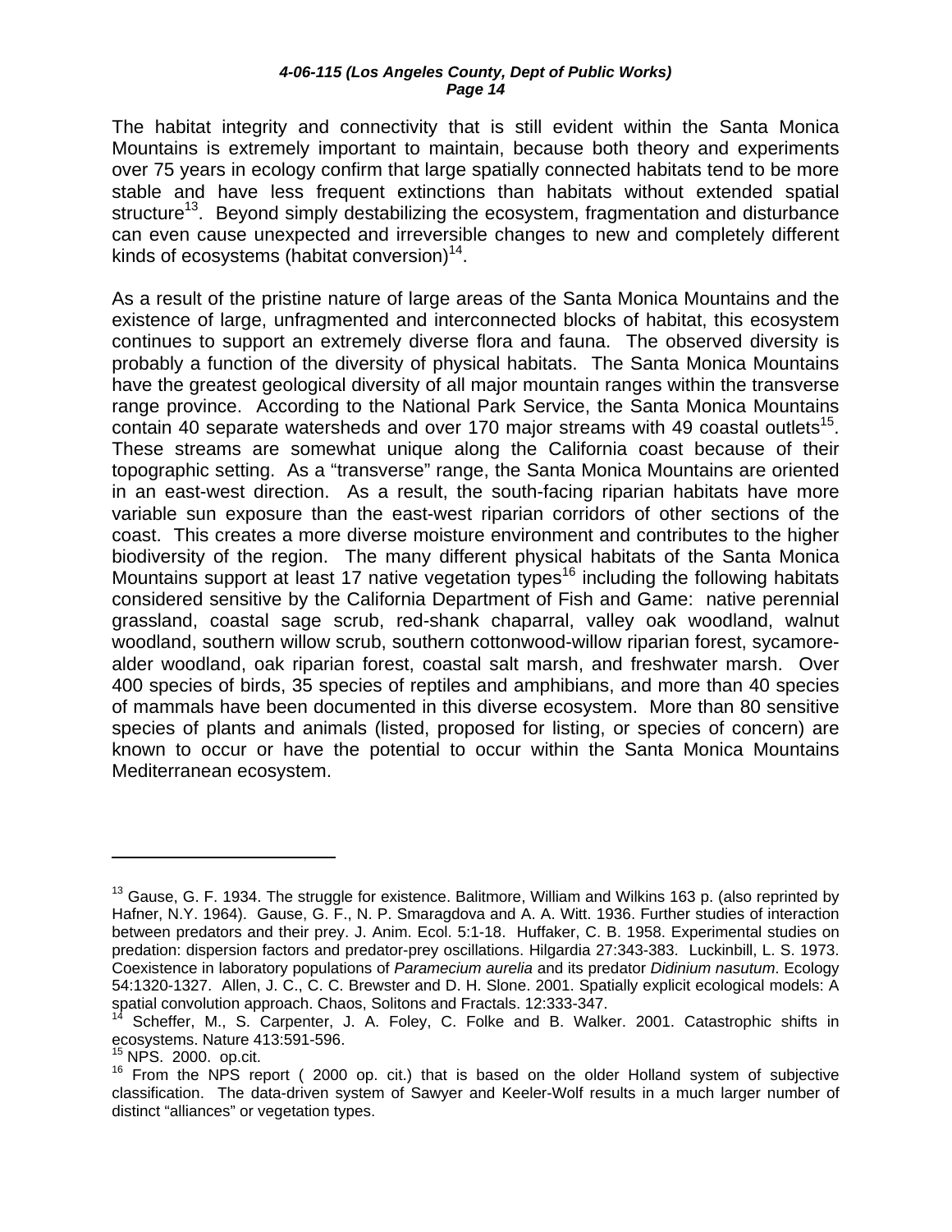The habitat integrity and connectivity that is still evident within the Santa Monica Mountains is extremely important to maintain, because both theory and experiments over 75 years in ecology confirm that large spatially connected habitats tend to be more stable and have less frequent extinctions than habitats without extended spatial structure[13]. Beyond simply destabilizing the ecosystem, fragmentation and disturbance can even cause unexpected and irreversible changes to new and completely different kinds of ecosystems (habitat conversion)[14].

As a result of the pristine nature of large areas of the Santa Monica Mountains and the existence of large, unfragmented and interconnected blocks of habitat, this ecosystem continues to support an extremely diverse flora and fauna. The observed diversity is probably a function of the diversity of physical habitats. The Santa Monica Mountains have the greatest geological diversity of all major mountain ranges within the transverse range province. According to the National Park Service, the Santa Monica Mountains contain 40 separate watersheds and over 170 major streams with 49 coastal outlets[15]. These streams are somewhat unique along the California coast because of their topographic setting. As a "transverse" range, the Santa Monica Mountains are oriented in an east-west direction. As a result, the south-facing riparian habitats have more variable sun exposure than the east-west riparian corridors of other sections of the coast. This creates a more diverse moisture environment and contributes to the higher biodiversity of the region. The many different physical habitats of the Santa Monica Mountains support at least 17 native vegetation types[16] including the following habitats considered sensitive by the California Department of Fish and Game: native perennial grassland, coastal sage scrub, red-shank chaparral, valley oak woodland, walnut woodland, southern willow scrub, southern cottonwood-willow riparian forest, sycamore-alder woodland, oak riparian forest, coastal salt marsh, and freshwater marsh. Over 400 species of birds, 35 species of reptiles and amphibians, and more than 40 species of mammals have been documented in this diverse ecosystem. More than 80 sensitive species of plants and animals (listed, proposed for listing, or species of concern) are known to occur or have the potential to occur within the Santa Monica Mountains Mediterranean ecosystem.

---

[13] Gause, G. F. 1934. The struggle for existence. Balitmore, William and Wilkins 163 p. (also reprinted by Hafner, N.Y. 1964). Gause, G. F., N. P. Smaragdova and A. A. Witt. 1936. Further studies of interaction between predators and their prey. J. Anim. Ecol. 5:1-18. Huffaker, C. B. 1958. Experimental studies on predation: dispersion factors and predator-prey oscillations. Hilgardia 27:343-383. Luckinbill, L. S. 1973. Coexistence in laboratory populations of *Paramecium aurelia* and its predator *Didinium nasutum*. Ecology 54:1320-1327. Allen, J. C., C. C. Brewster and D. H. Slone. 2001. Spatially explicit ecological models: A spatial convolution approach. Chaos, Solitons and Fractals. 12:333-347.

[14] Scheffer, M., S. Carpenter, J. A. Foley, C. Folke and B. Walker. 2001. Catastrophic shifts in ecosystems. Nature 413:591-596.

[15] NPS. 2000. op.cit.

[16] From the NPS report ( 2000 op. cit.) that is based on the older Holland system of subjective classification. The data-driven system of Sawyer and Keeler-Wolf results in a much larger number of distinct "alliances" or vegetation types.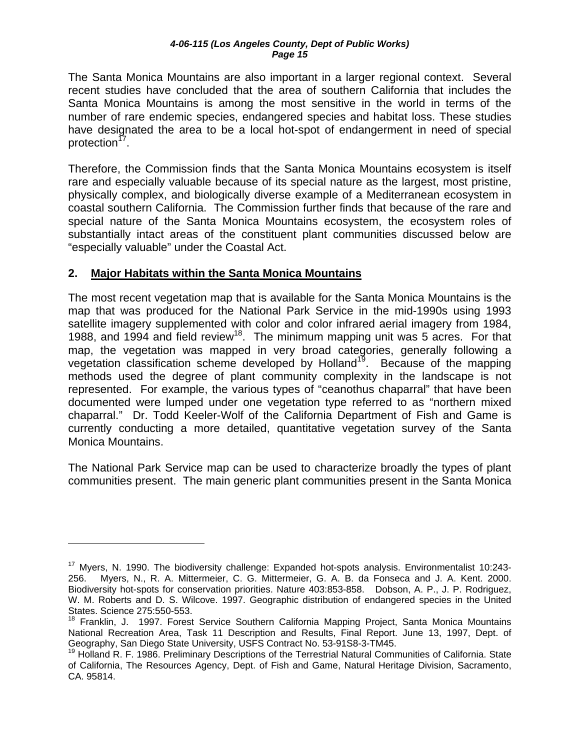The Santa Monica Mountains are also important in a larger regional context. Several recent studies have concluded that the area of southern California that includes the Santa Monica Mountains is among the most sensitive in the world in terms of the number of rare endemic species, endangered species and habitat loss. These studies have designated the area to be a local hot-spot of endangerment in need of special protection[17].

Therefore, the Commission finds that the Santa Monica Mountains ecosystem is itself rare and especially valuable because of its special nature as the largest, most pristine, physically complex, and biologically diverse example of a Mediterranean ecosystem in coastal southern California. The Commission further finds that because of the rare and special nature of the Santa Monica Mountains ecosystem, the ecosystem roles of substantially intact areas of the constituent plant communities discussed below are "especially valuable" under the Coastal Act.

## 2. Major Habitats within the Santa Monica Mountains

The most recent vegetation map that is available for the Santa Monica Mountains is the map that was produced for the National Park Service in the mid-1990s using 1993 satellite imagery supplemented with color and color infrared aerial imagery from 1984, 1988, and 1994 and field review[18]. The minimum mapping unit was 5 acres. For that map, the vegetation was mapped in very broad categories, generally following a vegetation classification scheme developed by Holland[19]. Because of the mapping methods used the degree of plant community complexity in the landscape is not represented. For example, the various types of "ceanothus chaparral" that have been documented were lumped under one vegetation type referred to as "northern mixed chaparral." Dr. Todd Keeler-Wolf of the California Department of Fish and Game is currently conducting a more detailed, quantitative vegetation survey of the Santa Monica Mountains.

The National Park Service map can be used to characterize broadly the types of plant communities present. The main generic plant communities present in the Santa Monica

---

[17] Myers, N. 1990. The biodiversity challenge: Expanded hot-spots analysis. Environmentalist 10:243-256. Myers, N., R. A. Mittermeier, C. G. Mittermeier, G. A. B. da Fonseca and J. A. Kent. 2000. Biodiversity hot-spots for conservation priorities. Nature 403:853-858. Dobson, A. P., J. P. Rodriguez, W. M. Roberts and D. S. Wilcove. 1997. Geographic distribution of endangered species in the United States. Science 275:550-553.

[18] Franklin, J. 1997. Forest Service Southern California Mapping Project, Santa Monica Mountains National Recreation Area, Task 11 Description and Results, Final Report. June 13, 1997, Dept. of Geography, San Diego State University, USFS Contract No. 53-91S8-3-TM45.

[19] Holland R. F. 1986. Preliminary Descriptions of the Terrestrial Natural Communities of California. State of California, The Resources Agency, Dept. of Fish and Game, Natural Heritage Division, Sacramento, CA. 95814.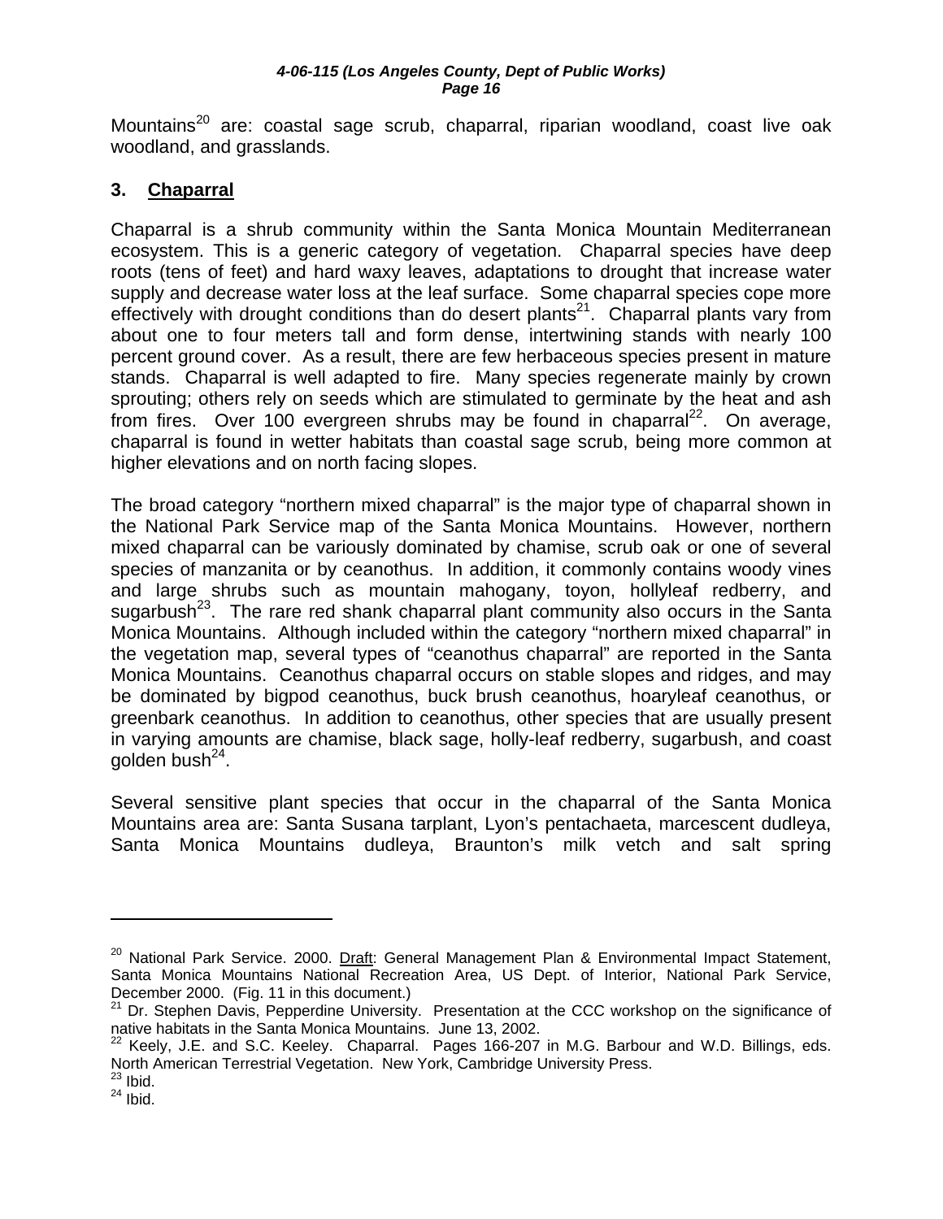Mountains[20] are: coastal sage scrub, chaparral, riparian woodland, coast live oak woodland, and grasslands.

### 3. Chaparral

Chaparral is a shrub community within the Santa Monica Mountain Mediterranean ecosystem. This is a generic category of vegetation. Chaparral species have deep roots (tens of feet) and hard waxy leaves, adaptations to drought that increase water supply and decrease water loss at the leaf surface. Some chaparral species cope more effectively with drought conditions than do desert plants[21]. Chaparral plants vary from about one to four meters tall and form dense, intertwining stands with nearly 100 percent ground cover. As a result, there are few herbaceous species present in mature stands. Chaparral is well adapted to fire. Many species regenerate mainly by crown sprouting; others rely on seeds which are stimulated to germinate by the heat and ash from fires. Over 100 evergreen shrubs may be found in chaparral[22]. On average, chaparral is found in wetter habitats than coastal sage scrub, being more common at higher elevations and on north facing slopes.

The broad category "northern mixed chaparral" is the major type of chaparral shown in the National Park Service map of the Santa Monica Mountains. However, northern mixed chaparral can be variously dominated by chamise, scrub oak or one of several species of manzanita or by ceanothus. In addition, it commonly contains woody vines and large shrubs such as mountain mahogany, toyon, hollyleaf redberry, and sugarbush[23]. The rare red shank chaparral plant community also occurs in the Santa Monica Mountains. Although included within the category "northern mixed chaparral" in the vegetation map, several types of "ceanothus chaparral" are reported in the Santa Monica Mountains. Ceanothus chaparral occurs on stable slopes and ridges, and may be dominated by bigpod ceanothus, buck brush ceanothus, hoaryleaf ceanothus, or greenbark ceanothus. In addition to ceanothus, other species that are usually present in varying amounts are chamise, black sage, holly-leaf redberry, sugarbush, and coast golden bush[24].

Several sensitive plant species that occur in the chaparral of the Santa Monica Mountains area are: Santa Susana tarplant, Lyon's pentachaeta, marcescent dudleya, Santa Monica Mountains dudleya, Braunton's milk vetch and salt spring

---

[20] National Park Service. 2000. Draft: General Management Plan & Environmental Impact Statement, Santa Monica Mountains National Recreation Area, US Dept. of Interior, National Park Service, December 2000. (Fig. 11 in this document.)

[21] Dr. Stephen Davis, Pepperdine University. Presentation at the CCC workshop on the significance of native habitats in the Santa Monica Mountains. June 13, 2002.

[22] Keely, J.E. and S.C. Keeley. Chaparral. Pages 166-207 in M.G. Barbour and W.D. Billings, eds. North American Terrestrial Vegetation. New York, Cambridge University Press.

[23] Ibid.

[24] Ibid.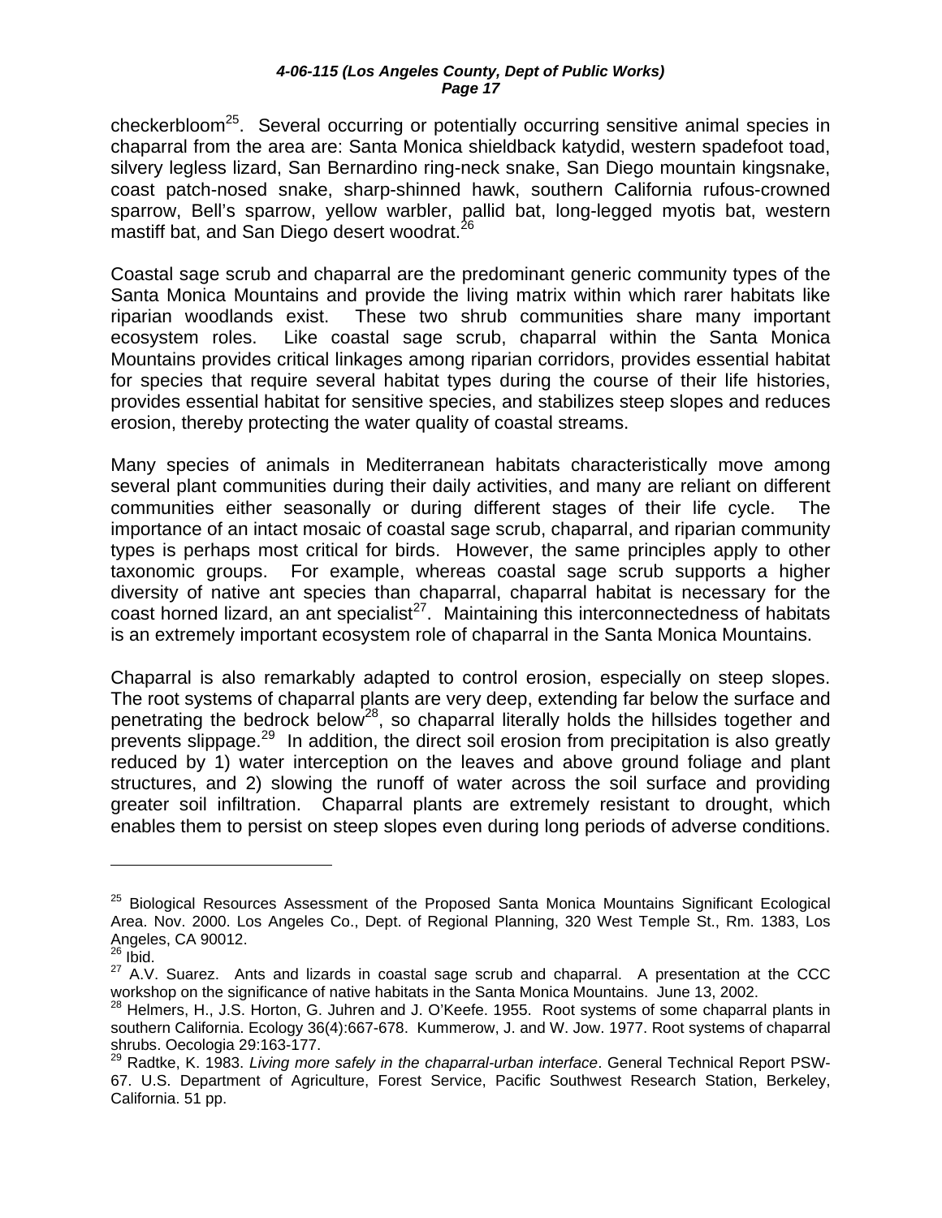checkerbloom[25]. Several occurring or potentially occurring sensitive animal species in chaparral from the area are: Santa Monica shieldback katydid, western spadefoot toad, silvery legless lizard, San Bernardino ring-neck snake, San Diego mountain kingsnake, coast patch-nosed snake, sharp-shinned hawk, southern California rufous-crowned sparrow, Bell's sparrow, yellow warbler, pallid bat, long-legged myotis bat, western mastiff bat, and San Diego desert woodrat.[26]

Coastal sage scrub and chaparral are the predominant generic community types of the Santa Monica Mountains and provide the living matrix within which rarer habitats like riparian woodlands exist. These two shrub communities share many important ecosystem roles. Like coastal sage scrub, chaparral within the Santa Monica Mountains provides critical linkages among riparian corridors, provides essential habitat for species that require several habitat types during the course of their life histories, provides essential habitat for sensitive species, and stabilizes steep slopes and reduces erosion, thereby protecting the water quality of coastal streams.

Many species of animals in Mediterranean habitats characteristically move among several plant communities during their daily activities, and many are reliant on different communities either seasonally or during different stages of their life cycle. The importance of an intact mosaic of coastal sage scrub, chaparral, and riparian community types is perhaps most critical for birds. However, the same principles apply to other taxonomic groups. For example, whereas coastal sage scrub supports a higher diversity of native ant species than chaparral, chaparral habitat is necessary for the coast horned lizard, an ant specialist[27]. Maintaining this interconnectedness of habitats is an extremely important ecosystem role of chaparral in the Santa Monica Mountains.

Chaparral is also remarkably adapted to control erosion, especially on steep slopes. The root systems of chaparral plants are very deep, extending far below the surface and penetrating the bedrock below[28], so chaparral literally holds the hillsides together and prevents slippage.[29] In addition, the direct soil erosion from precipitation is also greatly reduced by 1) water interception on the leaves and above ground foliage and plant structures, and 2) slowing the runoff of water across the soil surface and providing greater soil infiltration. Chaparral plants are extremely resistant to drought, which enables them to persist on steep slopes even during long periods of adverse conditions.

---

[25] Biological Resources Assessment of the Proposed Santa Monica Mountains Significant Ecological Area. Nov. 2000. Los Angeles Co., Dept. of Regional Planning, 320 West Temple St., Rm. 1383, Los Angeles, CA 90012.

[26] Ibid.

[27] A.V. Suarez. Ants and lizards in coastal sage scrub and chaparral. A presentation at the CCC workshop on the significance of native habitats in the Santa Monica Mountains. June 13, 2002.

[28] Helmers, H., J.S. Horton, G. Juhren and J. O'Keefe. 1955. Root systems of some chaparral plants in southern California. Ecology 36(4):667-678. Kummerow, J. and W. Jow. 1977. Root systems of chaparral shrubs. Oecologia 29:163-177.

[29] Radtke, K. 1983. *Living more safely in the chaparral-urban interface*. General Technical Report PSW-67. U.S. Department of Agriculture, Forest Service, Pacific Southwest Research Station, Berkeley, California. 51 pp.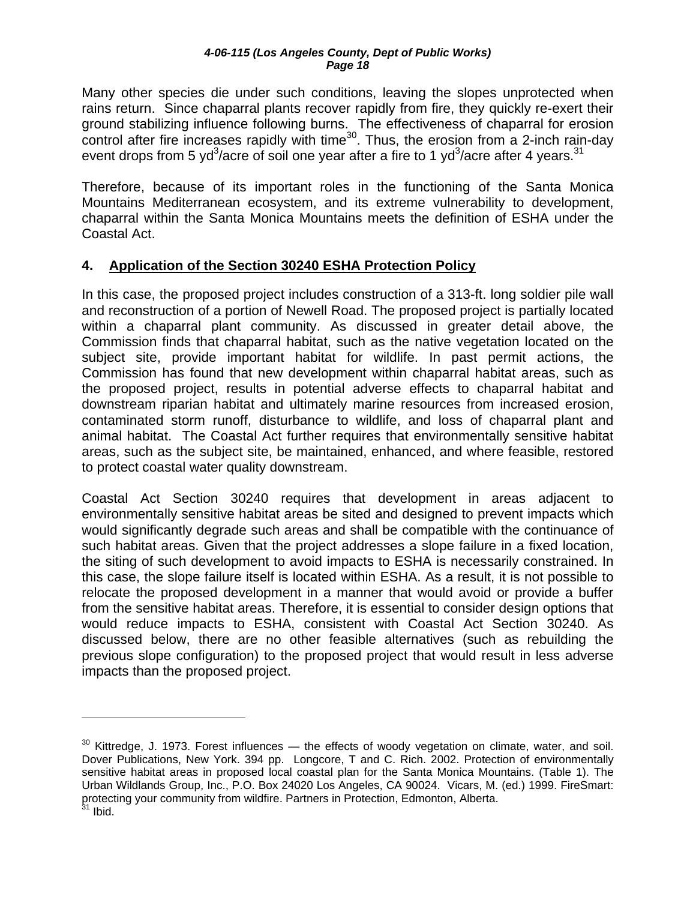Many other species die under such conditions, leaving the slopes unprotected when rains return. Since chaparral plants recover rapidly from fire, they quickly re-exert their ground stabilizing influence following burns. The effectiveness of chaparral for erosion control after fire increases rapidly with time[30]. Thus, the erosion from a 2-inch rain-day event drops from 5 $yd^3$/acre of soil one year after a fire to 1 $yd^3$/acre after 4 years.[31]

Therefore, because of its important roles in the functioning of the Santa Monica Mountains Mediterranean ecosystem, and its extreme vulnerability to development, chaparral within the Santa Monica Mountains meets the definition of ESHA under the Coastal Act.

## 4. Application of the Section 30240 ESHA Protection Policy

In this case, the proposed project includes construction of a 313-ft. long soldier pile wall and reconstruction of a portion of Newell Road. The proposed project is partially located within a chaparral plant community. As discussed in greater detail above, the Commission finds that chaparral habitat, such as the native vegetation located on the subject site, provide important habitat for wildlife. In past permit actions, the Commission has found that new development within chaparral habitat areas, such as the proposed project, results in potential adverse effects to chaparral habitat and downstream riparian habitat and ultimately marine resources from increased erosion, contaminated storm runoff, disturbance to wildlife, and loss of chaparral plant and animal habitat. The Coastal Act further requires that environmentally sensitive habitat areas, such as the subject site, be maintained, enhanced, and where feasible, restored to protect coastal water quality downstream.

Coastal Act Section 30240 requires that development in areas adjacent to environmentally sensitive habitat areas be sited and designed to prevent impacts which would significantly degrade such areas and shall be compatible with the continuance of such habitat areas. Given that the project addresses a slope failure in a fixed location, the siting of such development to avoid impacts to ESHA is necessarily constrained. In this case, the slope failure itself is located within ESHA. As a result, it is not possible to relocate the proposed development in a manner that would avoid or provide a buffer from the sensitive habitat areas. Therefore, it is essential to consider design options that would reduce impacts to ESHA, consistent with Coastal Act Section 30240. As discussed below, there are no other feasible alternatives (such as rebuilding the previous slope configuration) to the proposed project that would result in less adverse impacts than the proposed project.

---

[30] Kittredge, J. 1973. Forest influences — the effects of woody vegetation on climate, water, and soil. Dover Publications, New York. 394 pp. Longcore, T and C. Rich. 2002. Protection of environmentally sensitive habitat areas in proposed local coastal plan for the Santa Monica Mountains. (Table 1). The Urban Wildlands Group, Inc., P.O. Box 24020 Los Angeles, CA 90024. Vicars, M. (ed.) 1999. FireSmart: protecting your community from wildfire. Partners in Protection, Edmonton, Alberta.

[31] Ibid.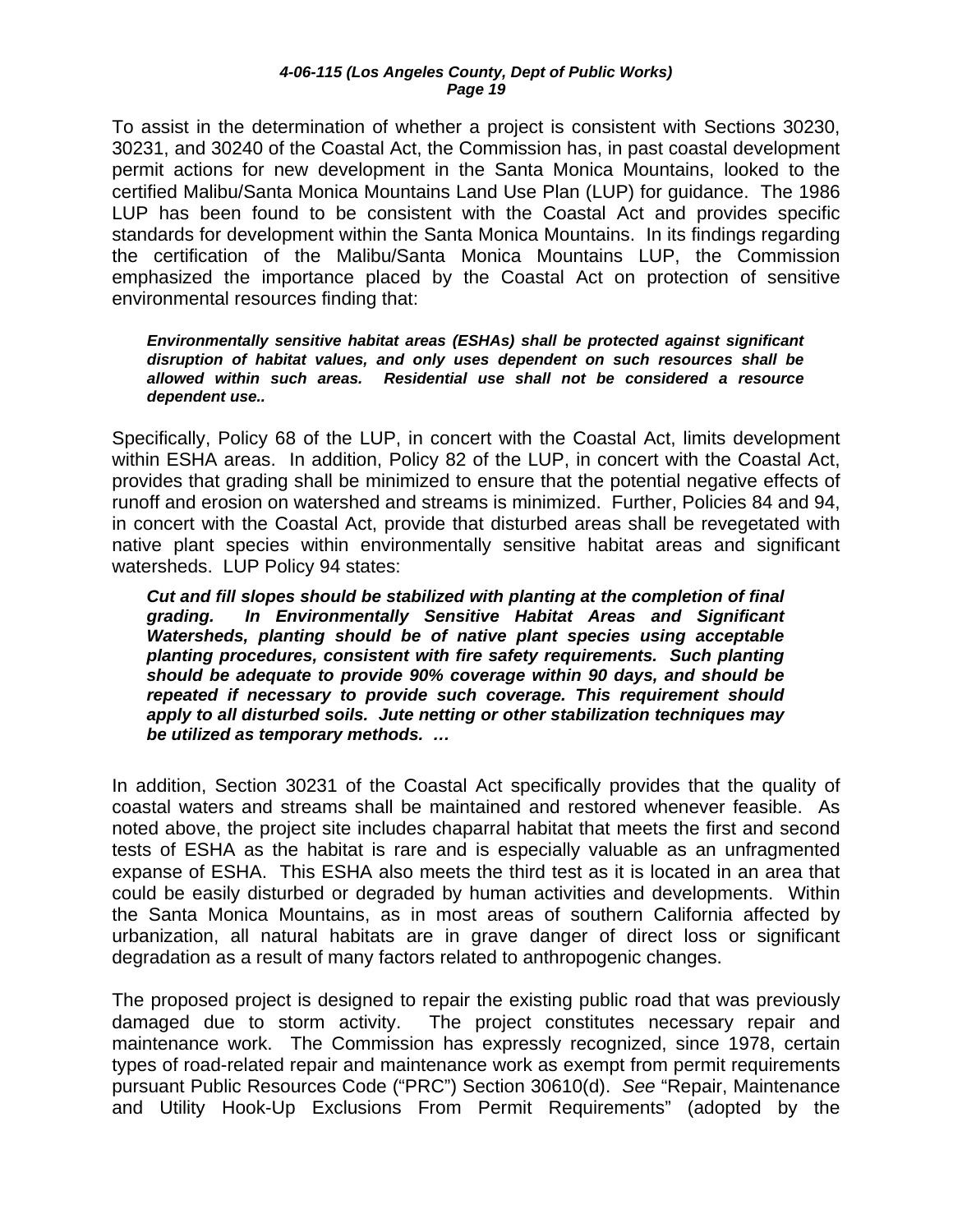To assist in the determination of whether a project is consistent with Sections 30230, 30231, and 30240 of the Coastal Act, the Commission has, in past coastal development permit actions for new development in the Santa Monica Mountains, looked to the certified Malibu/Santa Monica Mountains Land Use Plan (LUP) for guidance. The 1986 LUP has been found to be consistent with the Coastal Act and provides specific standards for development within the Santa Monica Mountains. In its findings regarding the certification of the Malibu/Santa Monica Mountains LUP, the Commission emphasized the importance placed by the Coastal Act on protection of sensitive environmental resources finding that:

> ***Environmentally sensitive habitat areas (ESHAs) shall be protected against significant disruption of habitat values, and only uses dependent on such resources shall be allowed within such areas. Residential use shall not be considered a resource dependent use..***

Specifically, Policy 68 of the LUP, in concert with the Coastal Act, limits development within ESHA areas. In addition, Policy 82 of the LUP, in concert with the Coastal Act, provides that grading shall be minimized to ensure that the potential negative effects of runoff and erosion on watershed and streams is minimized. Further, Policies 84 and 94, in concert with the Coastal Act, provide that disturbed areas shall be revegetated with native plant species within environmentally sensitive habitat areas and significant watersheds. LUP Policy 94 states:

> ***Cut and fill slopes should be stabilized with planting at the completion of final grading. In Environmentally Sensitive Habitat Areas and Significant Watersheds, planting should be of native plant species using acceptable planting procedures, consistent with fire safety requirements. Such planting should be adequate to provide 90% coverage within 90 days, and should be repeated if necessary to provide such coverage. This requirement should apply to all disturbed soils. Jute netting or other stabilization techniques may be utilized as temporary methods. …***

In addition, Section 30231 of the Coastal Act specifically provides that the quality of coastal waters and streams shall be maintained and restored whenever feasible. As noted above, the project site includes chaparral habitat that meets the first and second tests of ESHA as the habitat is rare and is especially valuable as an unfragmented expanse of ESHA. This ESHA also meets the third test as it is located in an area that could be easily disturbed or degraded by human activities and developments. Within the Santa Monica Mountains, as in most areas of southern California affected by urbanization, all natural habitats are in grave danger of direct loss or significant degradation as a result of many factors related to anthropogenic changes.

The proposed project is designed to repair the existing public road that was previously damaged due to storm activity. The project constitutes necessary repair and maintenance work. The Commission has expressly recognized, since 1978, certain types of road-related repair and maintenance work as exempt from permit requirements pursuant Public Resources Code ("PRC") Section 30610(d). *See* "Repair, Maintenance and Utility Hook-Up Exclusions From Permit Requirements" (adopted by the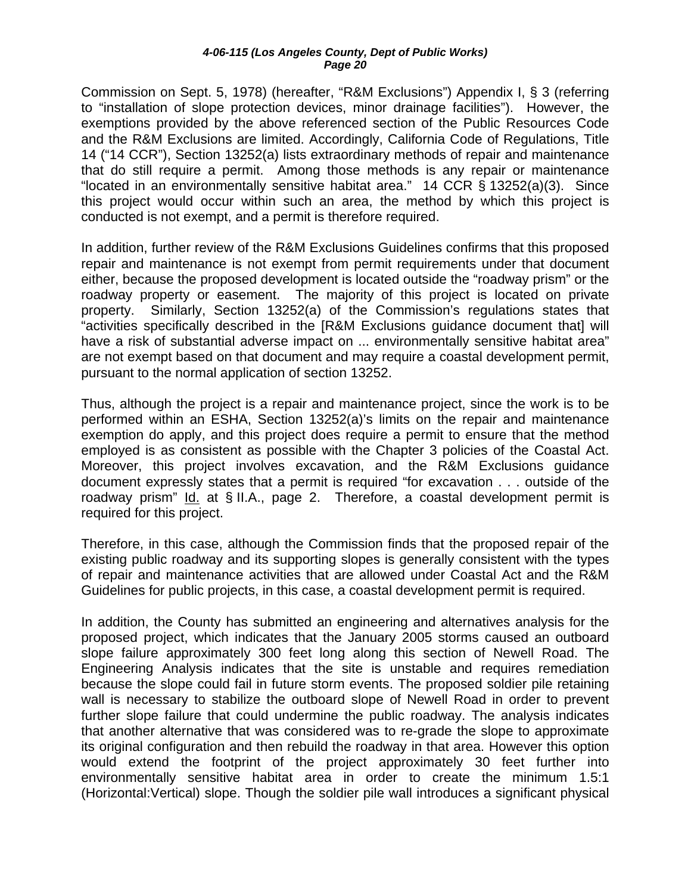Commission on Sept. 5, 1978) (hereafter, "R&M Exclusions") Appendix I, § 3 (referring to "installation of slope protection devices, minor drainage facilities"). However, the exemptions provided by the above referenced section of the Public Resources Code and the R&M Exclusions are limited. Accordingly, California Code of Regulations, Title 14 ("14 CCR"), Section 13252(a) lists extraordinary methods of repair and maintenance that do still require a permit. Among those methods is any repair or maintenance "located in an environmentally sensitive habitat area." 14 CCR § 13252(a)(3). Since this project would occur within such an area, the method by which this project is conducted is not exempt, and a permit is therefore required.

In addition, further review of the R&M Exclusions Guidelines confirms that this proposed repair and maintenance is not exempt from permit requirements under that document either, because the proposed development is located outside the "roadway prism" or the roadway property or easement. The majority of this project is located on private property. Similarly, Section 13252(a) of the Commission's regulations states that "activities specifically described in the [R&M Exclusions guidance document that] will have a risk of substantial adverse impact on ... environmentally sensitive habitat area" are not exempt based on that document and may require a coastal development permit, pursuant to the normal application of section 13252.

Thus, although the project is a repair and maintenance project, since the work is to be performed within an ESHA, Section 13252(a)'s limits on the repair and maintenance exemption do apply, and this project does require a permit to ensure that the method employed is as consistent as possible with the Chapter 3 policies of the Coastal Act. Moreover, this project involves excavation, and the R&M Exclusions guidance document expressly states that a permit is required "for excavation . . . outside of the roadway prism" Id. at § II.A., page 2. Therefore, a coastal development permit is required for this project.

Therefore, in this case, although the Commission finds that the proposed repair of the existing public roadway and its supporting slopes is generally consistent with the types of repair and maintenance activities that are allowed under Coastal Act and the R&M Guidelines for public projects, in this case, a coastal development permit is required.

In addition, the County has submitted an engineering and alternatives analysis for the proposed project, which indicates that the January 2005 storms caused an outboard slope failure approximately 300 feet long along this section of Newell Road. The Engineering Analysis indicates that the site is unstable and requires remediation because the slope could fail in future storm events. The proposed soldier pile retaining wall is necessary to stabilize the outboard slope of Newell Road in order to prevent further slope failure that could undermine the public roadway. The analysis indicates that another alternative that was considered was to re-grade the slope to approximate its original configuration and then rebuild the roadway in that area. However this option would extend the footprint of the project approximately 30 feet further into environmentally sensitive habitat area in order to create the minimum 1.5:1 (Horizontal:Vertical) slope. Though the soldier pile wall introduces a significant physical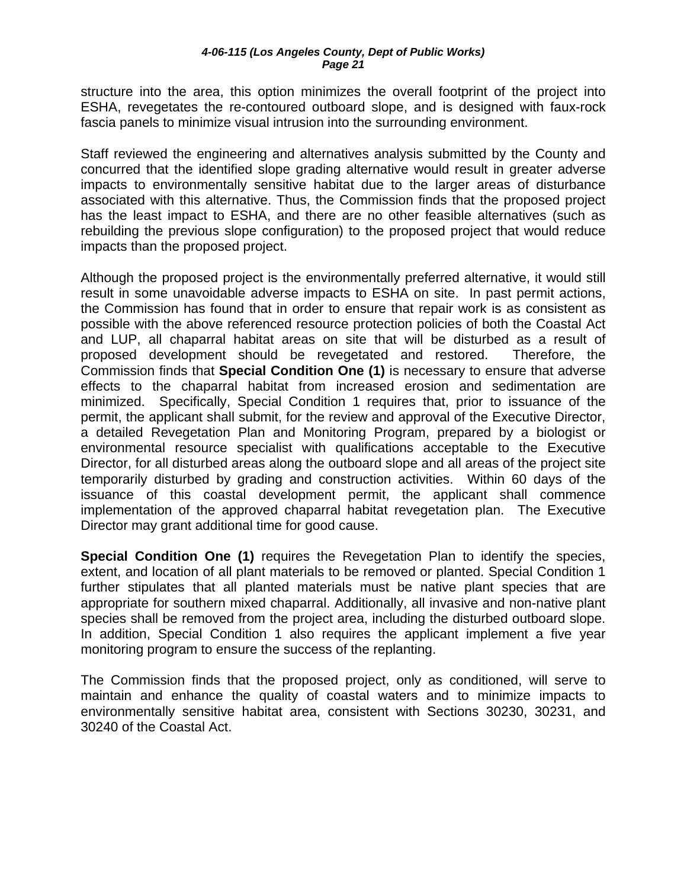structure into the area, this option minimizes the overall footprint of the project into ESHA, revegetates the re-contoured outboard slope, and is designed with faux-rock fascia panels to minimize visual intrusion into the surrounding environment.

Staff reviewed the engineering and alternatives analysis submitted by the County and concurred that the identified slope grading alternative would result in greater adverse impacts to environmentally sensitive habitat due to the larger areas of disturbance associated with this alternative. Thus, the Commission finds that the proposed project has the least impact to ESHA, and there are no other feasible alternatives (such as rebuilding the previous slope configuration) to the proposed project that would reduce impacts than the proposed project.

Although the proposed project is the environmentally preferred alternative, it would still result in some unavoidable adverse impacts to ESHA on site. In past permit actions, the Commission has found that in order to ensure that repair work is as consistent as possible with the above referenced resource protection policies of both the Coastal Act and LUP, all chaparral habitat areas on site that will be disturbed as a result of proposed development should be revegetated and restored. Therefore, the Commission finds that **Special Condition One (1)** is necessary to ensure that adverse effects to the chaparral habitat from increased erosion and sedimentation are minimized. Specifically, Special Condition 1 requires that, prior to issuance of the permit, the applicant shall submit, for the review and approval of the Executive Director, a detailed Revegetation Plan and Monitoring Program, prepared by a biologist or environmental resource specialist with qualifications acceptable to the Executive Director, for all disturbed areas along the outboard slope and all areas of the project site temporarily disturbed by grading and construction activities. Within 60 days of the issuance of this coastal development permit, the applicant shall commence implementation of the approved chaparral habitat revegetation plan. The Executive Director may grant additional time for good cause.

**Special Condition One (1)** requires the Revegetation Plan to identify the species, extent, and location of all plant materials to be removed or planted. Special Condition 1 further stipulates that all planted materials must be native plant species that are appropriate for southern mixed chaparral. Additionally, all invasive and non-native plant species shall be removed from the project area, including the disturbed outboard slope. In addition, Special Condition 1 also requires the applicant implement a five year monitoring program to ensure the success of the replanting.

The Commission finds that the proposed project, only as conditioned, will serve to maintain and enhance the quality of coastal waters and to minimize impacts to environmentally sensitive habitat area, consistent with Sections 30230, 30231, and 30240 of the Coastal Act.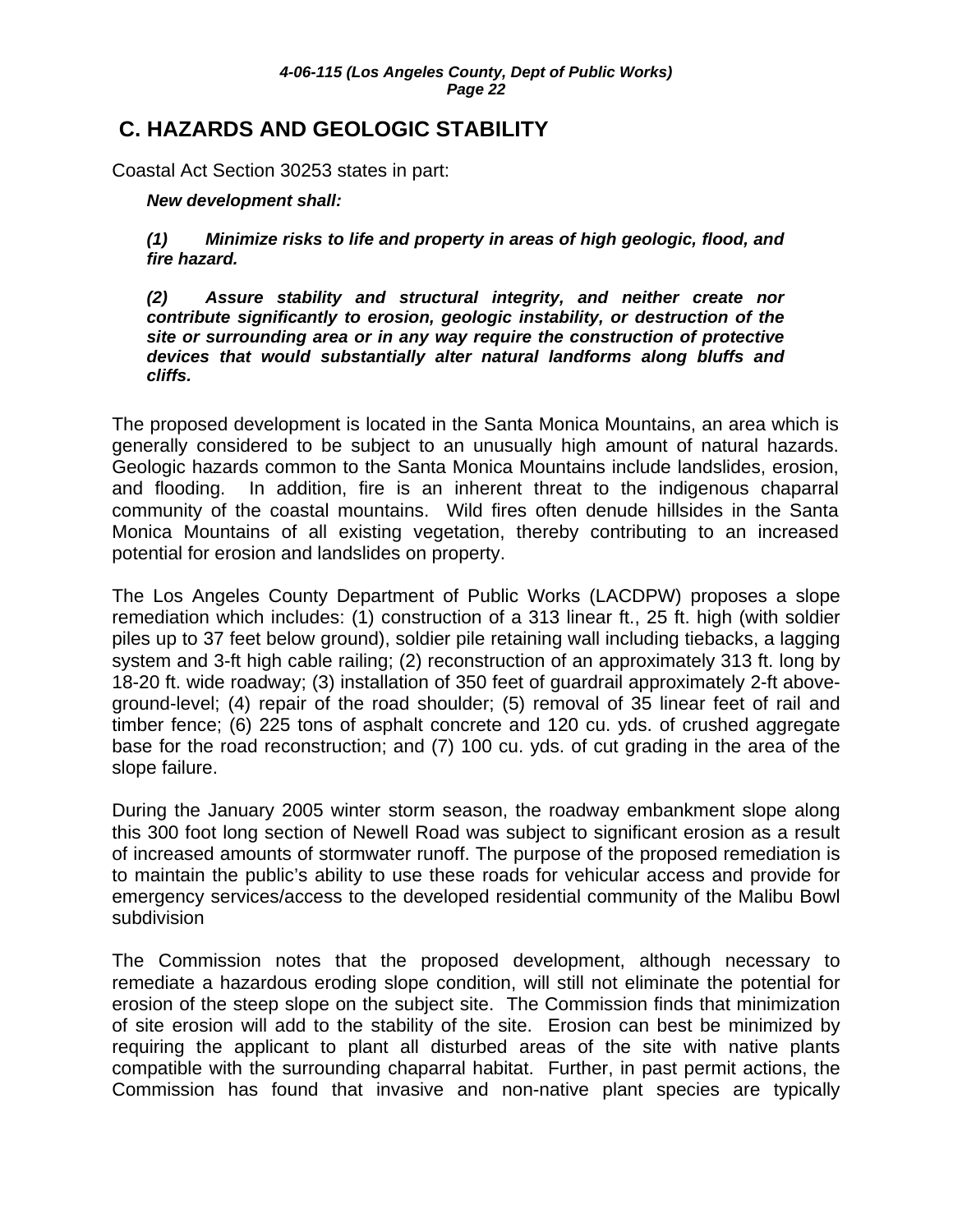## C. HAZARDS AND GEOLOGIC STABILITY

Coastal Act Section 30253 states in part:

> ***New development shall:***
>
> ***(1) Minimize risks to life and property in areas of high geologic, flood, and fire hazard.***
>
> ***(2) Assure stability and structural integrity, and neither create nor contribute significantly to erosion, geologic instability, or destruction of the site or surrounding area or in any way require the construction of protective devices that would substantially alter natural landforms along bluffs and cliffs.***

The proposed development is located in the Santa Monica Mountains, an area which is generally considered to be subject to an unusually high amount of natural hazards. Geologic hazards common to the Santa Monica Mountains include landslides, erosion, and flooding. In addition, fire is an inherent threat to the indigenous chaparral community of the coastal mountains. Wild fires often denude hillsides in the Santa Monica Mountains of all existing vegetation, thereby contributing to an increased potential for erosion and landslides on property.

The Los Angeles County Department of Public Works (LACDPW) proposes a slope remediation which includes: (1) construction of a 313 linear ft., 25 ft. high (with soldier piles up to 37 feet below ground), soldier pile retaining wall including tiebacks, a lagging system and 3-ft high cable railing; (2) reconstruction of an approximately 313 ft. long by 18-20 ft. wide roadway; (3) installation of 350 feet of guardrail approximately 2-ft above-ground-level; (4) repair of the road shoulder; (5) removal of 35 linear feet of rail and timber fence; (6) 225 tons of asphalt concrete and 120 cu. yds. of crushed aggregate base for the road reconstruction; and (7) 100 cu. yds. of cut grading in the area of the slope failure.

During the January 2005 winter storm season, the roadway embankment slope along this 300 foot long section of Newell Road was subject to significant erosion as a result of increased amounts of stormwater runoff. The purpose of the proposed remediation is to maintain the public's ability to use these roads for vehicular access and provide for emergency services/access to the developed residential community of the Malibu Bowl subdivision

The Commission notes that the proposed development, although necessary to remediate a hazardous eroding slope condition, will still not eliminate the potential for erosion of the steep slope on the subject site. The Commission finds that minimization of site erosion will add to the stability of the site. Erosion can best be minimized by requiring the applicant to plant all disturbed areas of the site with native plants compatible with the surrounding chaparral habitat. Further, in past permit actions, the Commission has found that invasive and non-native plant species are typically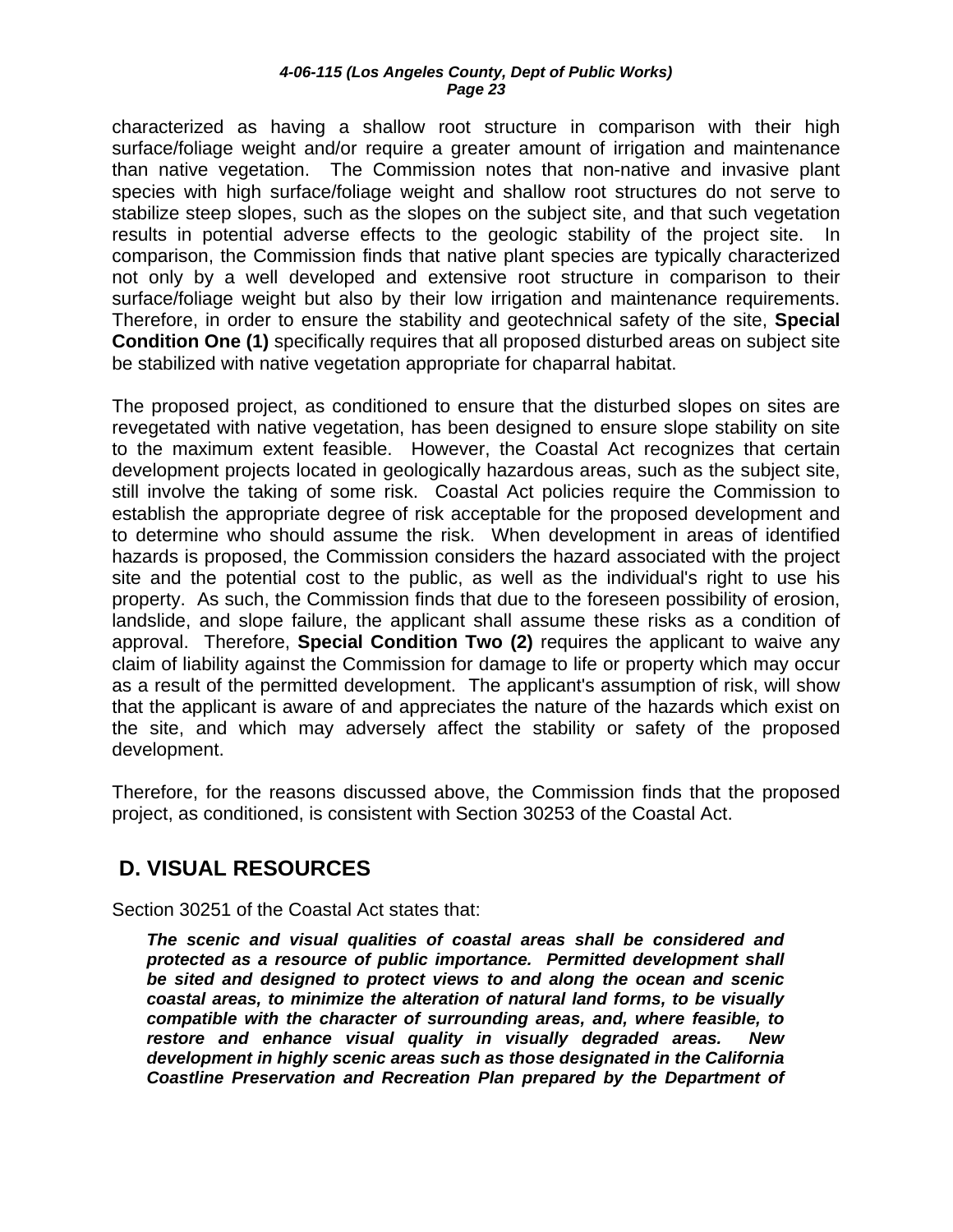characterized as having a shallow root structure in comparison with their high surface/foliage weight and/or require a greater amount of irrigation and maintenance than native vegetation. The Commission notes that non-native and invasive plant species with high surface/foliage weight and shallow root structures do not serve to stabilize steep slopes, such as the slopes on the subject site, and that such vegetation results in potential adverse effects to the geologic stability of the project site. In comparison, the Commission finds that native plant species are typically characterized not only by a well developed and extensive root structure in comparison to their surface/foliage weight but also by their low irrigation and maintenance requirements. Therefore, in order to ensure the stability and geotechnical safety of the site, **Special Condition One (1)** specifically requires that all proposed disturbed areas on subject site be stabilized with native vegetation appropriate for chaparral habitat.

The proposed project, as conditioned to ensure that the disturbed slopes on sites are revegetated with native vegetation, has been designed to ensure slope stability on site to the maximum extent feasible. However, the Coastal Act recognizes that certain development projects located in geologically hazardous areas, such as the subject site, still involve the taking of some risk. Coastal Act policies require the Commission to establish the appropriate degree of risk acceptable for the proposed development and to determine who should assume the risk. When development in areas of identified hazards is proposed, the Commission considers the hazard associated with the project site and the potential cost to the public, as well as the individual's right to use his property. As such, the Commission finds that due to the foreseen possibility of erosion, landslide, and slope failure, the applicant shall assume these risks as a condition of approval. Therefore, **Special Condition Two (2)** requires the applicant to waive any claim of liability against the Commission for damage to life or property which may occur as a result of the permitted development. The applicant's assumption of risk, will show that the applicant is aware of and appreciates the nature of the hazards which exist on the site, and which may adversely affect the stability or safety of the proposed development.

Therefore, for the reasons discussed above, the Commission finds that the proposed project, as conditioned, is consistent with Section 30253 of the Coastal Act.

## D. VISUAL RESOURCES

Section 30251 of the Coastal Act states that:

> ***The scenic and visual qualities of coastal areas shall be considered and protected as a resource of public importance. Permitted development shall be sited and designed to protect views to and along the ocean and scenic coastal areas, to minimize the alteration of natural land forms, to be visually compatible with the character of surrounding areas, and, where feasible, to restore and enhance visual quality in visually degraded areas. New development in highly scenic areas such as those designated in the California Coastline Preservation and Recreation Plan prepared by the Department of***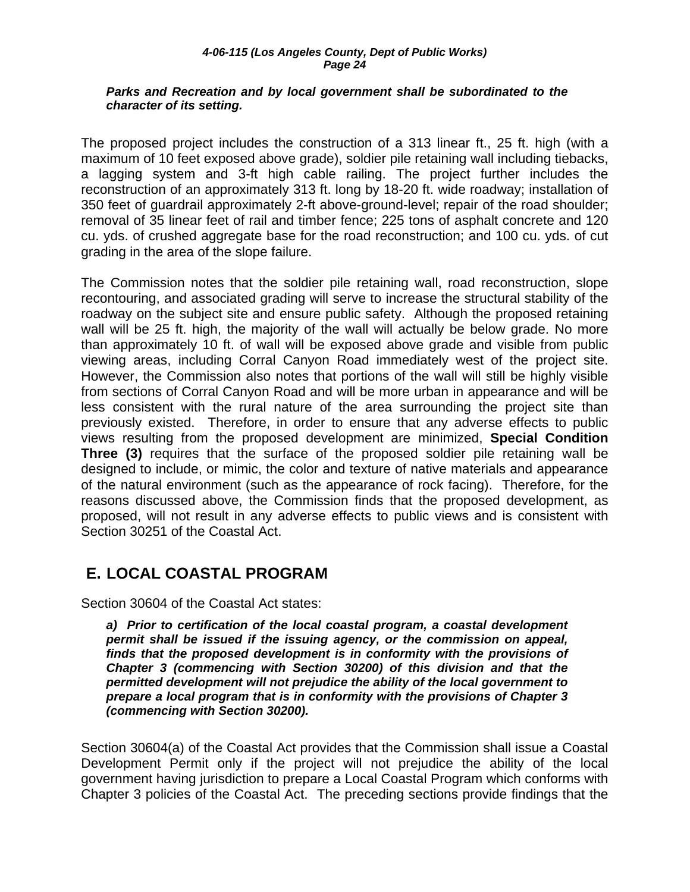***Parks and Recreation and by local government shall be subordinated to the character of its setting.***

The proposed project includes the construction of a 313 linear ft., 25 ft. high (with a maximum of 10 feet exposed above grade), soldier pile retaining wall including tiebacks, a lagging system and 3-ft high cable railing. The project further includes the reconstruction of an approximately 313 ft. long by 18-20 ft. wide roadway; installation of 350 feet of guardrail approximately 2-ft above-ground-level; repair of the road shoulder; removal of 35 linear feet of rail and timber fence; 225 tons of asphalt concrete and 120 cu. yds. of crushed aggregate base for the road reconstruction; and 100 cu. yds. of cut grading in the area of the slope failure.

The Commission notes that the soldier pile retaining wall, road reconstruction, slope recontouring, and associated grading will serve to increase the structural stability of the roadway on the subject site and ensure public safety. Although the proposed retaining wall will be 25 ft. high, the majority of the wall will actually be below grade. No more than approximately 10 ft. of wall will be exposed above grade and visible from public viewing areas, including Corral Canyon Road immediately west of the project site. However, the Commission also notes that portions of the wall will still be highly visible from sections of Corral Canyon Road and will be more urban in appearance and will be less consistent with the rural nature of the area surrounding the project site than previously existed. Therefore, in order to ensure that any adverse effects to public views resulting from the proposed development are minimized, **Special Condition Three (3)** requires that the surface of the proposed soldier pile retaining wall be designed to include, or mimic, the color and texture of native materials and appearance of the natural environment (such as the appearance of rock facing). Therefore, for the reasons discussed above, the Commission finds that the proposed development, as proposed, will not result in any adverse effects to public views and is consistent with Section 30251 of the Coastal Act.

## E. LOCAL COASTAL PROGRAM

Section 30604 of the Coastal Act states:

***a) Prior to certification of the local coastal program, a coastal development permit shall be issued if the issuing agency, or the commission on appeal, finds that the proposed development is in conformity with the provisions of Chapter 3 (commencing with Section 30200) of this division and that the permitted development will not prejudice the ability of the local government to prepare a local program that is in conformity with the provisions of Chapter 3 (commencing with Section 30200).***

Section 30604(a) of the Coastal Act provides that the Commission shall issue a Coastal Development Permit only if the project will not prejudice the ability of the local government having jurisdiction to prepare a Local Coastal Program which conforms with Chapter 3 policies of the Coastal Act. The preceding sections provide findings that the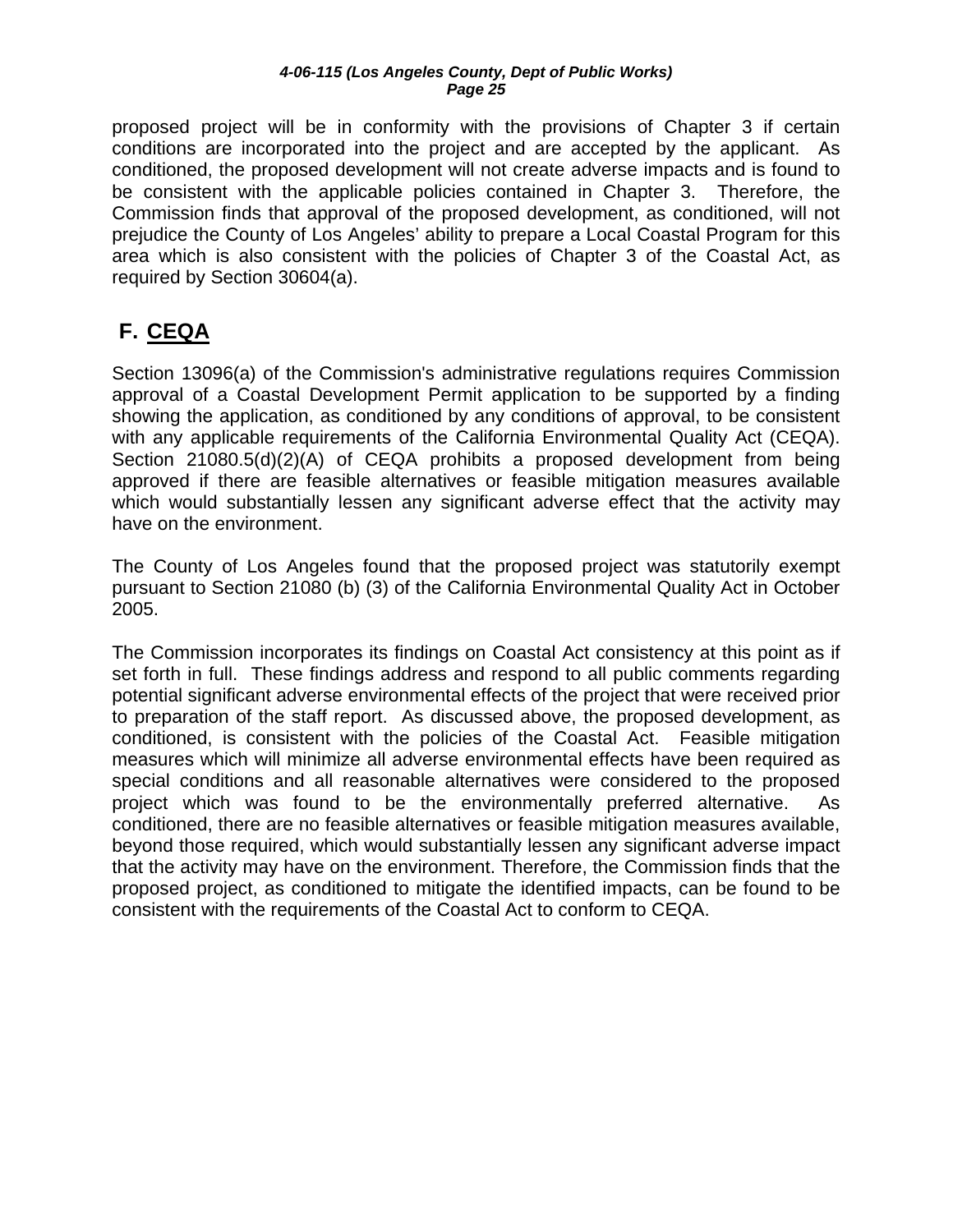proposed project will be in conformity with the provisions of Chapter 3 if certain conditions are incorporated into the project and are accepted by the applicant. As conditioned, the proposed development will not create adverse impacts and is found to be consistent with the applicable policies contained in Chapter 3. Therefore, the Commission finds that approval of the proposed development, as conditioned, will not prejudice the County of Los Angeles' ability to prepare a Local Coastal Program for this area which is also consistent with the policies of Chapter 3 of the Coastal Act, as required by Section 30604(a).

## F. CEQA

Section 13096(a) of the Commission's administrative regulations requires Commission approval of a Coastal Development Permit application to be supported by a finding showing the application, as conditioned by any conditions of approval, to be consistent with any applicable requirements of the California Environmental Quality Act (CEQA). Section 21080.5(d)(2)(A) of CEQA prohibits a proposed development from being approved if there are feasible alternatives or feasible mitigation measures available which would substantially lessen any significant adverse effect that the activity may have on the environment.

The County of Los Angeles found that the proposed project was statutorily exempt pursuant to Section 21080 (b) (3) of the California Environmental Quality Act in October 2005.

The Commission incorporates its findings on Coastal Act consistency at this point as if set forth in full. These findings address and respond to all public comments regarding potential significant adverse environmental effects of the project that were received prior to preparation of the staff report. As discussed above, the proposed development, as conditioned, is consistent with the policies of the Coastal Act. Feasible mitigation measures which will minimize all adverse environmental effects have been required as special conditions and all reasonable alternatives were considered to the proposed project which was found to be the environmentally preferred alternative. As conditioned, there are no feasible alternatives or feasible mitigation measures available, beyond those required, which would substantially lessen any significant adverse impact that the activity may have on the environment. Therefore, the Commission finds that the proposed project, as conditioned to mitigate the identified impacts, can be found to be consistent with the requirements of the Coastal Act to conform to CEQA.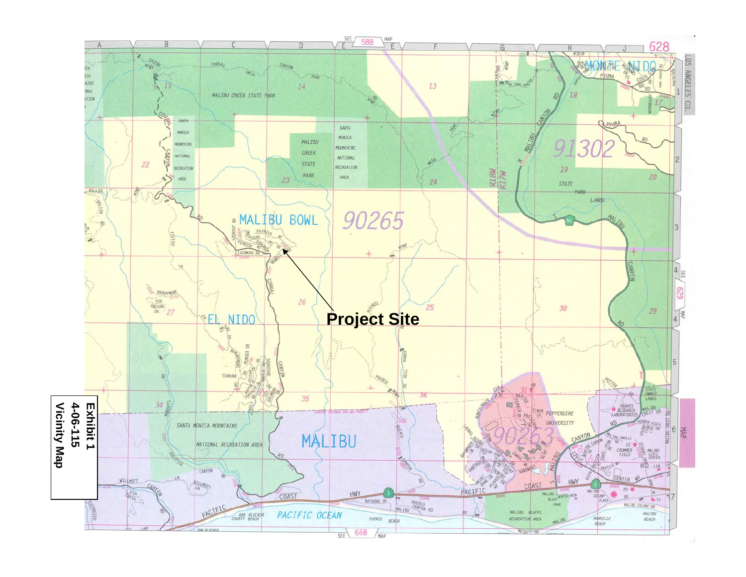Exhibit 1
4-06-115
Vicinity Map

Project Site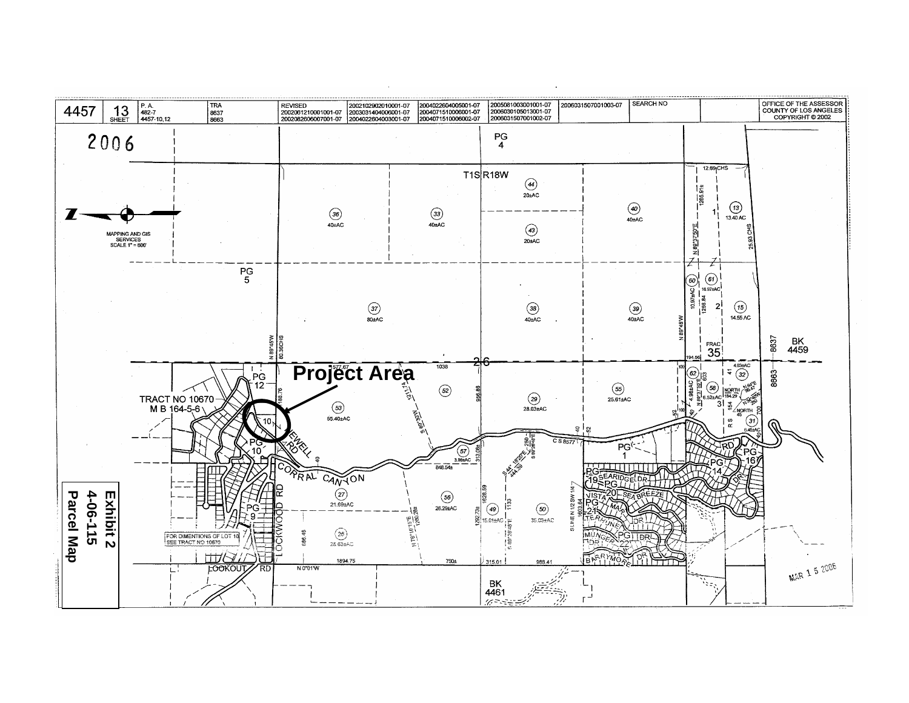| 4457 | 13 SHEET | P. A. 482-7 4457-10,12 | TRA 8637 8663 | REVISED 20020612100001-07 20020826060007001-07 | 20021029020010001-07 20030314040006001-07 20040226040003001-07 | 20040226040005001-07 20040715100006001-07 20040715100006002-07 | 20050810030001001-07 20060301050130001-07 20060315070001002-07 | 20060315070001003-07 | SEARCH NO | | OFFICE OF THE ASSESSOR COUNTY OF LOS ANGELES COPYRIGHT © 2002 |
|---|---|---|---|---|---|---|---|---|---|---|---|

2006

MAPPING AND GIS SERVICES SCALE 1" = 600'

T1S R18W

PG 4

PG 5

BK 4459

BK 4461

TRACT NO 10670 M B 164-5-6

Project Area

CORRAL CANYON

JEWELL RD

LOCKWOOD RD

LOOKOUT RD

FOR DIMENTIONS OF LOT 10 SEE TRACT NO 10670

MAR 1 5 2006

**Exhibit 2**
**4-06-115**
**Parcel Map**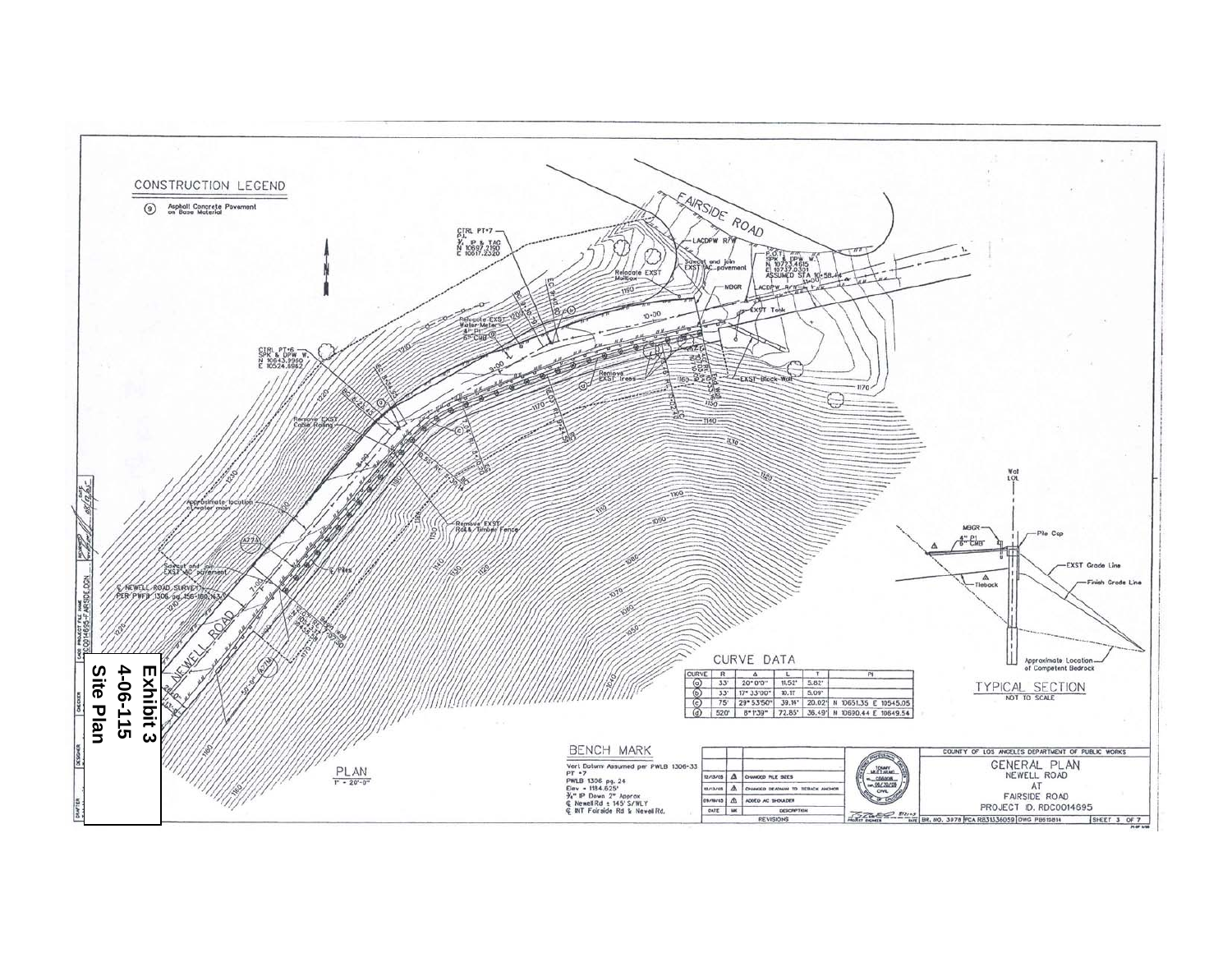**Exhibit 3**
**4-06-115**
**Site Plan**

CONSTRUCTION LEGEND

(9) Asphalt Concrete Pavement on Base Material

FAIRSIDE ROAD

NEWELL ROAD

PLAN
1" = 20'-0"

CURVE DATA

| CURVE | R | Δ | L | T | PI |
|---|---|---|---|---|---|
| (a) | 33' | 20° 0'0" | 11.52' | 5.82' | |
| (b) | 33' | 17° 33'00" | 10.11' | 5.09' | |
| (c) | 75' | 29° 53'50" | 39.11' | 20.02' | N 10651.35 E 10545.05 |
| (d) | 520' | 8° 1'39" | 72.85' | 36.49' | N 10690.44 E 10649.54 |

TYPICAL SECTION
NOT TO SCALE

BENCH MARK

Vert Datum Assumed per PWLB 1306-33
PT #7
PWLB 1306 pg. 24
Elev = 1184.625'
¾" IP Down 2" Approx
℄ Newell Rd ± 145' S/WLY
℄ INT Fairside Rd & Newell Rd.

| DATE | MK | DESCRIPTION |
|---|---|---|
| 12/13/03 | Δ | CHANGED PILE SIZES |
| 12/13/03 | Δ | CHANGED DEADMAN TO TIEBACK ANCHOR |
| 09/19/03 | Δ | ADDED AC SHOULDER |
| | | REVISIONS |

COUNTY OF LOS ANGELES DEPARTMENT OF PUBLIC WORKS

GENERAL PLAN
NEWELL ROAD
AT
FAIRSIDE ROAD
PROJECT ID. RDC0014695

BR. NO. 3978 | FCA R831336059 | DWG PB619814 | SHEET 3 OF 7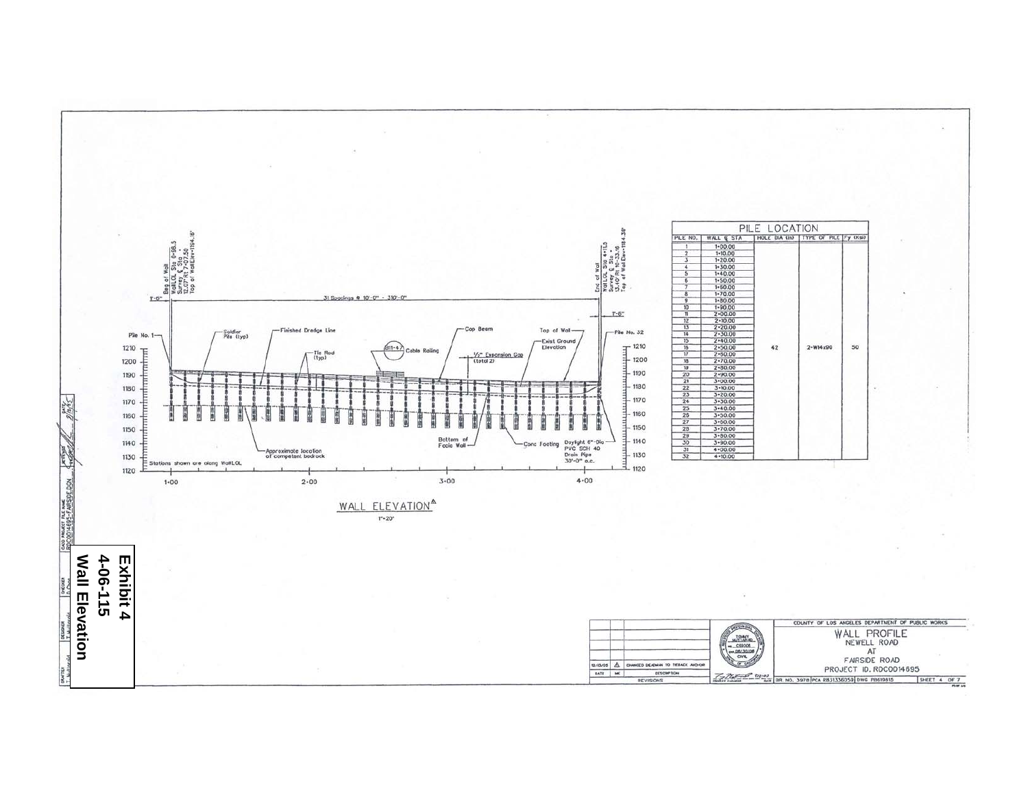**Exhibit 4**
**4-06-115**
**Wall Elevation**

Beg of Wall
Wall CL Sta 0+98.5
Survey CL Sta 12.07' Rt 7+07.50
Top of Wall Elev=1194.18'

End of Wall
Wall CL Sta 4+11.5
Survey CL Sta 13.40' Rt 10+33.16
Top of Wall Elev=1184.38'

1'-6" | 31 Spacings @ 10'-0" = 310'-0" | 1'-6"

Pile No. 1 — Soldier Pile (typ) — Finished Dredge Line — Tie Rod (typ) — 311-4 Cable Railing — ½" Expansion Gap (total 2) — Cap Beam — Top of Wall — Exist Ground Elevation — Pile No. 32

Approximate location of competent bedrock — Bottom of Facia Wall — Conc Footing — Daylight 6"-Dia PVC SCH 40 Drain Pipe 30'-0" o.c.

Stations shown are along Wall CL

1210 / 1200 / 1190 / 1180 / 1170 / 1160 / 1150 / 1140 / 1130 / 1120

1+00 2+00 3+00 4+00

WALL ELEVATION
1"=20'

## PILE LOCATION

| PILE NO. | WALL CL STA | HOLE DIA (in) | TYPE OF PILE | Fy (Ksi) |
|---|---|---|---|---|
| 1 | 1+00.00 | 42 | 2-W14x90 | 50 |
| 2 | 1+10.00 | | | |
| 3 | 1+20.00 | | | |
| 4 | 1+30.00 | | | |
| 5 | 1+40.00 | | | |
| 6 | 1+50.00 | | | |
| 7 | 1+60.00 | | | |
| 8 | 1+70.00 | | | |
| 9 | 1+80.00 | | | |
| 10 | 1+90.00 | | | |
| 11 | 2+00.00 | | | |
| 12 | 2+10.00 | | | |
| 13 | 2+20.00 | | | |
| 14 | 2+30.00 | | | |
| 15 | 2+40.00 | | | |
| 16 | 2+50.00 | | | |
| 17 | 2+60.00 | | | |
| 18 | 2+70.00 | | | |
| 19 | 2+80.00 | | | |
| 20 | 2+90.00 | | | |
| 21 | 3+00.00 | | | |
| 22 | 3+10.00 | | | |
| 23 | 3+20.00 | | | |
| 24 | 3+30.00 | | | |
| 25 | 3+40.00 | | | |
| 26 | 3+50.00 | | | |
| 27 | 3+60.00 | | | |
| 28 | 3+70.00 | | | |
| 29 | 3+80.00 | | | |
| 30 | 3+90.00 | | | |
| 31 | 4+00.00 | | | |
| 32 | 4+10.00 | | | |

| DATE | MK | DESCRIPTION |
|---|---|---|
| 12/13/05 | △ | CHANGED DEADMAN TO TIEBACK ANCHOR |

REVISIONS

COUNTY OF LOS ANGELES DEPARTMENT OF PUBLIC WORKS
WALL PROFILE
NEWELL ROAD
AT
FAIRSIDE ROAD
PROJECT ID. RDC0014695

BR. NO. 3978 PCA RB31336059 DWG PB619815 SHEET 4 OF 7

CADD PROJECT FILE NAME RDC0014695-FAIRSIDE.DGN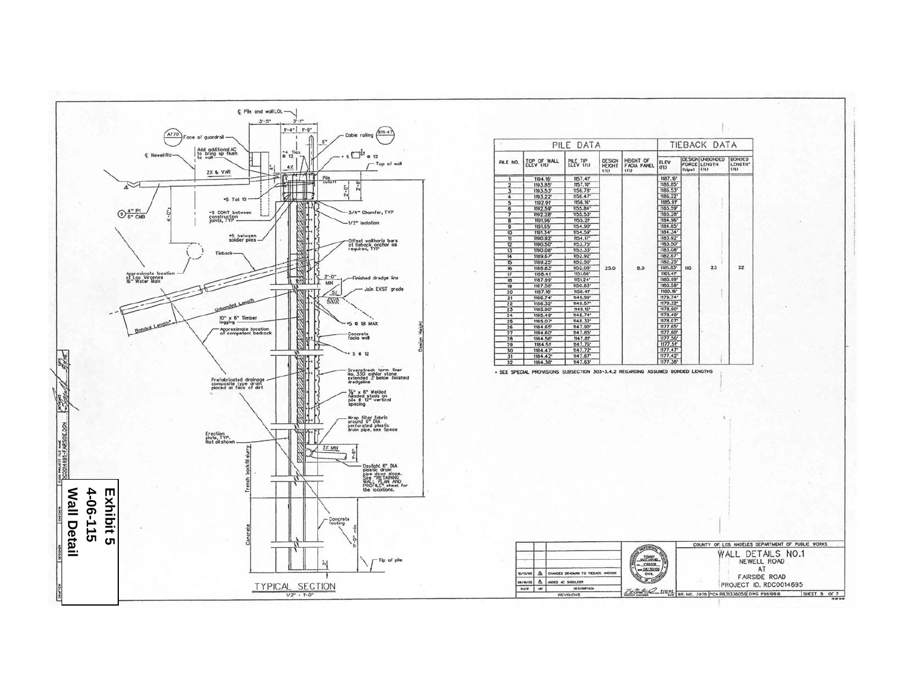## PILE DATA / TIEBACK DATA

| PILE DATA | | | | | TIEBACK DATA | | | |
|---|---|---|---|---|---|---|---|---|
| PILE NO. | TOP OF WALL ELEV (ft) | PILE TIP ELEV (ft) | DESIGN HEIGHT (ft) | HEIGHT OF FACIA PANEL (ft) | ELEV (ft) | DESIGN FORCE (kips) | UNBONDED LENGTH (ft) | BONDED LENGTH* (ft) |
| 1 | 1194.16' | 1157.41' | 25.0 | 8.0 | 1187.16' | 115 | 23 | 22 |
| 2 | 1193.85' | 1157.10' | | | 1186.85' | | | |
| 3 | 1193.53' | 1156.78' | | | 1186.53' | | | |
| 4 | 1193.22' | 1156.47' | | | 1186.22' | | | |
| 5 | 1192.91' | 1156.16' | | | 1185.91' | | | |
| 6 | 1192.59' | 1155.84' | | | 1185.59' | | | |
| 7 | 1192.28' | 1155.53' | | | 1185.28' | | | |
| 8 | 1191.96' | 1155.21' | | | 1184.96' | | | |
| 9 | 1191.65' | 1154.90' | | | 1184.65' | | | |
| 10 | 1191.34' | 1154.59' | | | 1184.34' | | | |
| 11 | 1190.92' | 1154.17' | | | 1183.92' | | | |
| 12 | 1190.50' | 1153.75' | | | 1183.50' | | | |
| 13 | 1190.08' | 1153.33' | | | 1183.08' | | | |
| 14 | 1189.67' | 1152.92' | | | 1182.67' | | | |
| 15 | 1189.25' | 1152.50' | | | 1182.25' | | | |
| 16 | 1188.83' | 1152.08' | | | 1181.83' | | | |
| 17 | 1188.41' | 1151.66' | | | 1181.41' | | | |
| 18 | 1187.99' | 1151.24' | | | 1180.99' | | | |
| 19 | 1187.58' | 1150.83' | | | 1180.58' | | | |
| 20 | 1187.16' | 1150.41' | | | 1180.16' | | | |
| 21 | 1186.74' | 1149.99' | | | 1179.74' | | | |
| 22 | 1186.32' | 1149.57' | | | 1179.32' | | | |
| 23 | 1185.90' | 1149.15' | | | 1178.90' | | | |
| 24 | 1185.49' | 1148.74' | | | 1178.49' | | | |
| 25 | 1185.07' | 1148.32' | | | 1178.07' | | | |
| 26 | 1184.65' | 1147.90' | | | 1177.65' | | | |
| 27 | 1184.60' | 1147.85' | | | 1177.60' | | | |
| 28 | 1184.56' | 1147.81' | | | 1177.56' | | | |
| 29 | 1184.51' | 1147.76' | | | 1177.51' | | | |
| 30 | 1184.47' | 1147.72' | | | 1177.47' | | | |
| 31 | 1184.42' | 1147.67' | | | 1177.42' | | | |
| 32 | 1184.38' | 1147.63' | | | 1177.38' | | | |

* SEE SPECIAL PROVISIONS SUBSECTION 303-3.4.2 REGARDING ASSUMED BONDED LENGTHS

## TYPICAL SECTION

1/2" = 1'-0"

℄ Pile and wall LOL
3'-5"
3'-1"
1'-4"
1'-9"
Face of guardrail
℄ Newell Rd
Add additional AC to bring up flush to wall
#4 Ties @ 12
4%
2% & VAR
Cable railing
8"
#5 @ 12
Top of wall
Pile cutoff
2'-0"
2'-6"
#5 Tot 10
4" PI
6" CMB
4'-0"±
#5 CONT between construction joints, TYP
3/4" Chamfer, TYP
1/2" isolation
#5 between soldier piles
Offset wall horiz bars at tieback anchor as required, TYP
Tieback
Approximate location of Las Virgenes 16" Water Main
2'-0" MIN
Finished dredge line
Join EXST grade
5%
Unbonded Length
Bonded Length*
10" x 6" Timber lagging
#5 @ 18 MAX
Approximate location of competent bedrock
Concrete facia wall
#5 @ 12
Design Height
Greenstreak form liner No. 330 ashlar stone extended 3' below finished dredgeline
Prefabricated drainage composite type drain placed at face of dirt
7/8" x 6" Welded headed studs on pile @ 12" vertical spacing
Wrap filter fabric around 6" DIA perforated plastic drain pipe. See Specs
Erection plate, TYP. Not all shown
2% MIN
1'-6"
Daylight 6" DIA plastic drain pipe down slope. See "RETAINING WALL PLAN AND PROFILE" sheet for the locations.
Trench backfill slurry
Concrete footing
Concrete
3"
Tip of pile
11'-0" min

| | | |
|---|---|---|
| 10/13/05 | 2 | CHANGED DEADMAN TO TIEBACK ANCHOR |
| 09/16/05 | 1 | ADDED AC SHOULDER |
| DATE | MK | DESCRIPTION |
| | | REVISIONS |

COUNTY OF LOS ANGELES DEPARTMENT OF PUBLIC WORKS

WALL DETAILS NO.1
NEWELL ROAD
AT
FAIRSIDE ROAD
PROJECT ID. RDC0014695

BR. NO. 3978 PCA RB31336059 DWG PB61981 6 SHEET 5 OF 7

DRAFTER DESIGNER CHECKER CADD PROJECT FILE NAME: RDC0014695-FAIRSIDE.DGN

**Exhibit 5**
**4-06-115**
**Wall Detail**